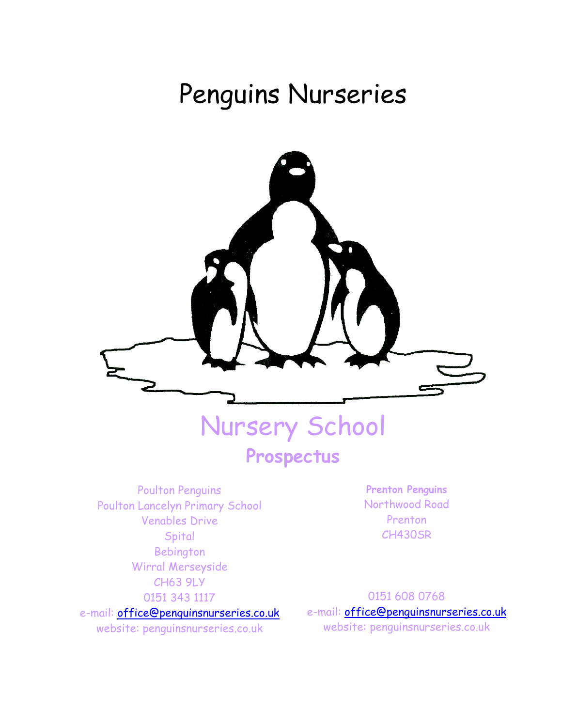# Penguins Nurseries

## Nursery School

**Prospectus**

Poulton Penguins
Poulton Lancelyn Primary School
Venables Drive
Spital
Bebington
Wirral Merseyside
CH63 9LY
0151 343 1117
e-mail: office@penguinsnurseries.co.uk
website: penguinsnurseries.co.uk

**Prenton Penguins**
Northwood Road
Prenton
CH430SR

0151 608 0768
e-mail: office@penguinsnurseries.co.uk
website: penguinsnurseries.co.uk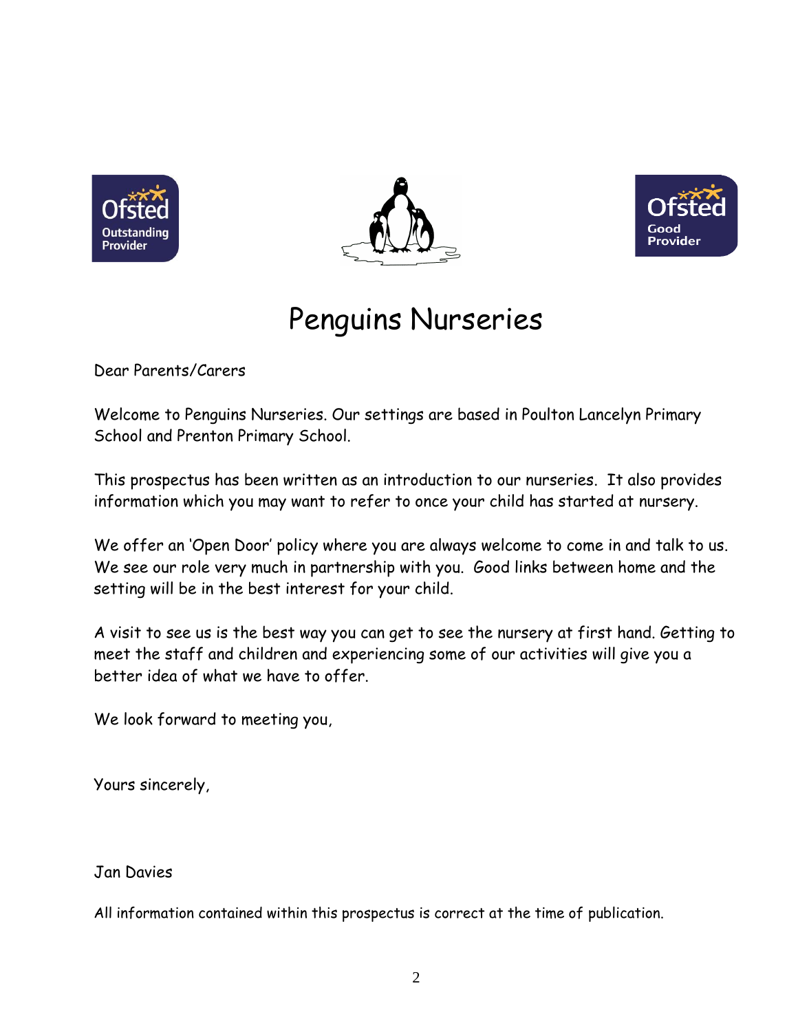# Penguins Nurseries

Dear Parents/Carers

Welcome to Penguins Nurseries. Our settings are based in Poulton Lancelyn Primary School and Prenton Primary School.

This prospectus has been written as an introduction to our nurseries. It also provides information which you may want to refer to once your child has started at nursery.

We offer an 'Open Door' policy where you are always welcome to come in and talk to us. We see our role very much in partnership with you. Good links between home and the setting will be in the best interest for your child.

A visit to see us is the best way you can get to see the nursery at first hand. Getting to meet the staff and children and experiencing some of our activities will give you a better idea of what we have to offer.

We look forward to meeting you,

Yours sincerely,

Jan Davies

All information contained within this prospectus is correct at the time of publication.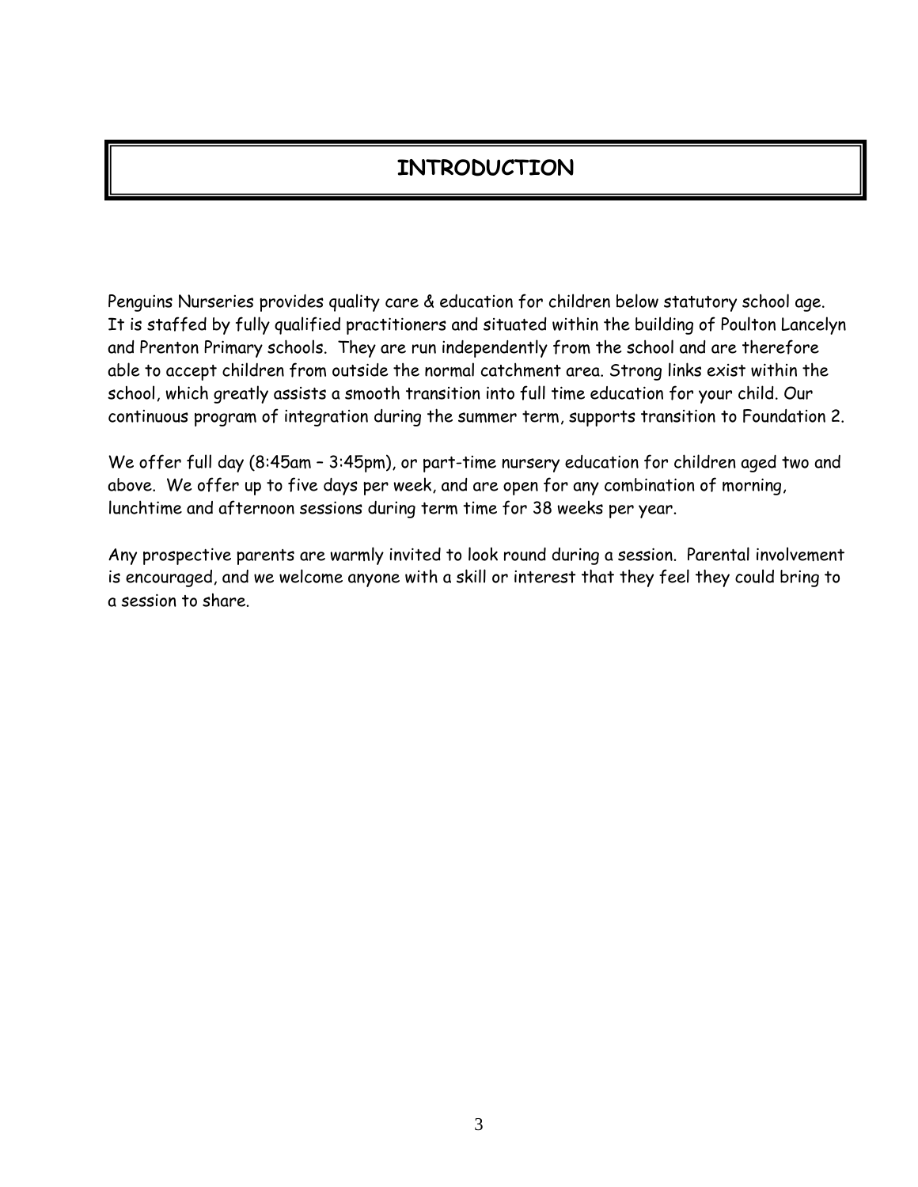# INTRODUCTION

Penguins Nurseries provides quality care & education for children below statutory school age. It is staffed by fully qualified practitioners and situated within the building of Poulton Lancelyn and Prenton Primary schools. They are run independently from the school and are therefore able to accept children from outside the normal catchment area. Strong links exist within the school, which greatly assists a smooth transition into full time education for your child. Our continuous program of integration during the summer term, supports transition to Foundation 2.

We offer full day (8:45am – 3:45pm), or part-time nursery education for children aged two and above. We offer up to five days per week, and are open for any combination of morning, lunchtime and afternoon sessions during term time for 38 weeks per year.

Any prospective parents are warmly invited to look round during a session. Parental involvement is encouraged, and we welcome anyone with a skill or interest that they feel they could bring to a session to share.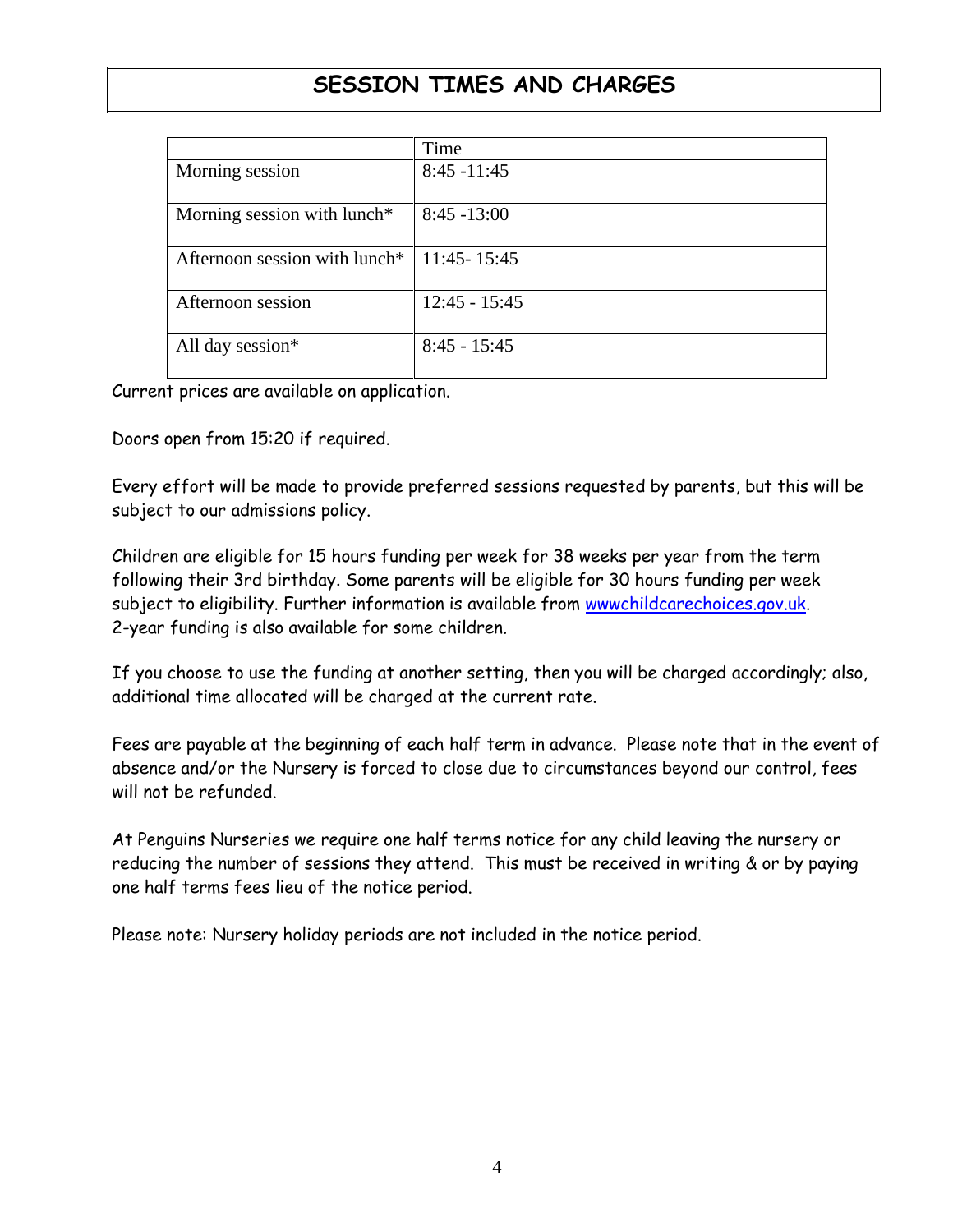# SESSION TIMES AND CHARGES

| | Time |
|---|---|
| Morning session | 8:45 -11:45 |
| Morning session with lunch* | 8:45 -13:00 |
| Afternoon session with lunch* | 11:45- 15:45 |
| Afternoon session | 12:45 - 15:45 |
| All day session* | 8:45 - 15:45 |

Current prices are available on application.

Doors open from 15:20 if required.

Every effort will be made to provide preferred sessions requested by parents, but this will be subject to our admissions policy.

Children are eligible for 15 hours funding per week for 38 weeks per year from the term following their 3rd birthday. Some parents will be eligible for 30 hours funding per week subject to eligibility. Further information is available from wwwchildcarechoices.gov.uk. 2-year funding is also available for some children.

If you choose to use the funding at another setting, then you will be charged accordingly; also, additional time allocated will be charged at the current rate.

Fees are payable at the beginning of each half term in advance. Please note that in the event of absence and/or the Nursery is forced to close due to circumstances beyond our control, fees will not be refunded.

At Penguins Nurseries we require one half terms notice for any child leaving the nursery or reducing the number of sessions they attend. This must be received in writing & or by paying one half terms fees lieu of the notice period.

Please note: Nursery holiday periods are not included in the notice period.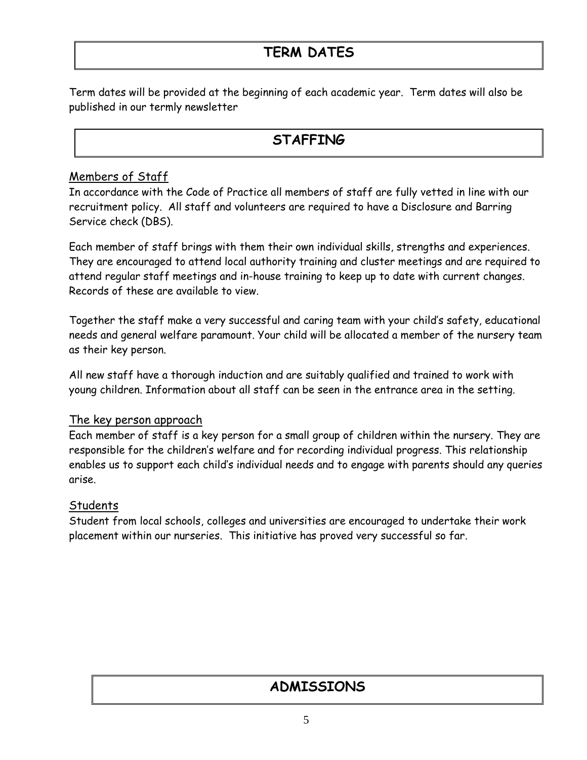# TERM DATES

Term dates will be provided at the beginning of each academic year. Term dates will also be published in our termly newsletter

# STAFFING

## Members of Staff

In accordance with the Code of Practice all members of staff are fully vetted in line with our recruitment policy. All staff and volunteers are required to have a Disclosure and Barring Service check (DBS).

Each member of staff brings with them their own individual skills, strengths and experiences. They are encouraged to attend local authority training and cluster meetings and are required to attend regular staff meetings and in-house training to keep up to date with current changes. Records of these are available to view.

Together the staff make a very successful and caring team with your child's safety, educational needs and general welfare paramount. Your child will be allocated a member of the nursery team as their key person.

All new staff have a thorough induction and are suitably qualified and trained to work with young children. Information about all staff can be seen in the entrance area in the setting.

## The key person approach

Each member of staff is a key person for a small group of children within the nursery. They are responsible for the children's welfare and for recording individual progress. This relationship enables us to support each child's individual needs and to engage with parents should any queries arise.

## Students

Student from local schools, colleges and universities are encouraged to undertake their work placement within our nurseries. This initiative has proved very successful so far.

# ADMISSIONS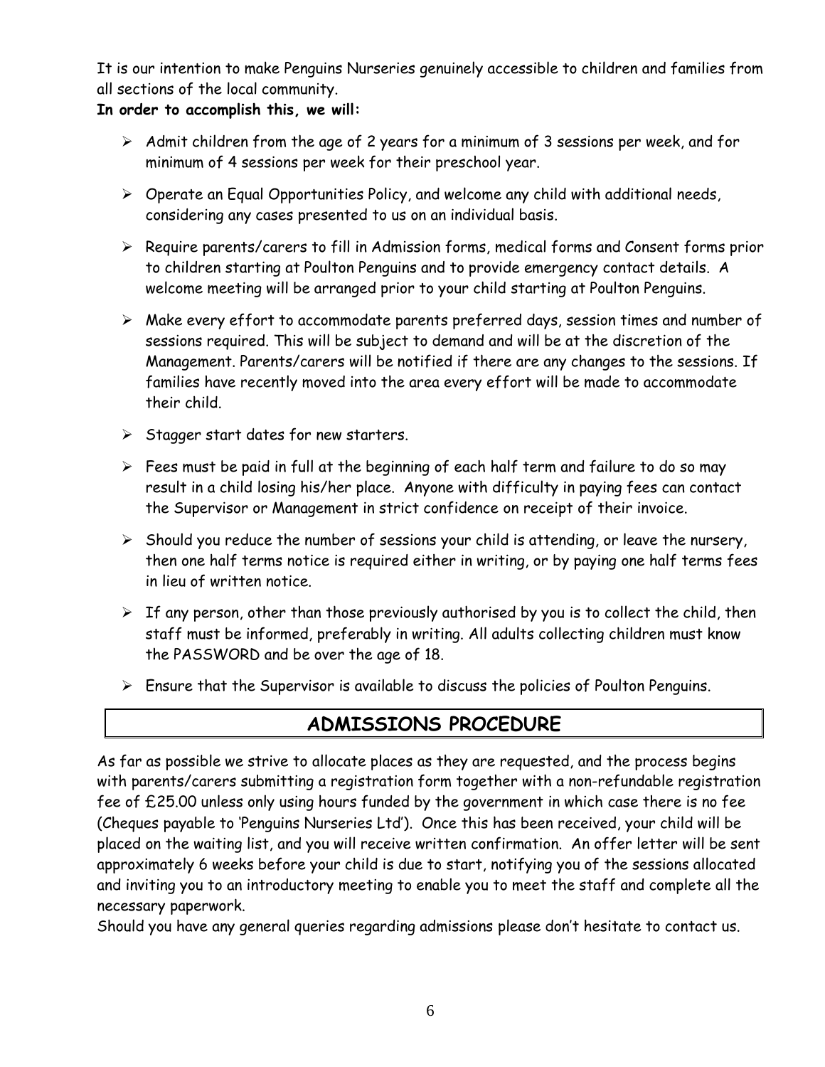It is our intention to make Penguins Nurseries genuinely accessible to children and families from all sections of the local community.

**In order to accomplish this, we will:**

- Admit children from the age of 2 years for a minimum of 3 sessions per week, and for minimum of 4 sessions per week for their preschool year.
- Operate an Equal Opportunities Policy, and welcome any child with additional needs, considering any cases presented to us on an individual basis.
- Require parents/carers to fill in Admission forms, medical forms and Consent forms prior to children starting at Poulton Penguins and to provide emergency contact details. A welcome meeting will be arranged prior to your child starting at Poulton Penguins.
- Make every effort to accommodate parents preferred days, session times and number of sessions required. This will be subject to demand and will be at the discretion of the Management. Parents/carers will be notified if there are any changes to the sessions. If families have recently moved into the area every effort will be made to accommodate their child.
- Stagger start dates for new starters.
- Fees must be paid in full at the beginning of each half term and failure to do so may result in a child losing his/her place. Anyone with difficulty in paying fees can contact the Supervisor or Management in strict confidence on receipt of their invoice.
- Should you reduce the number of sessions your child is attending, or leave the nursery, then one half terms notice is required either in writing, or by paying one half terms fees in lieu of written notice.
- If any person, other than those previously authorised by you is to collect the child, then staff must be informed, preferably in writing. All adults collecting children must know the PASSWORD and be over the age of 18.
- Ensure that the Supervisor is available to discuss the policies of Poulton Penguins.

## ADMISSIONS PROCEDURE

As far as possible we strive to allocate places as they are requested, and the process begins with parents/carers submitting a registration form together with a non-refundable registration fee of £25.00 unless only using hours funded by the government in which case there is no fee (Cheques payable to 'Penguins Nurseries Ltd'). Once this has been received, your child will be placed on the waiting list, and you will receive written confirmation. An offer letter will be sent approximately 6 weeks before your child is due to start, notifying you of the sessions allocated and inviting you to an introductory meeting to enable you to meet the staff and complete all the necessary paperwork.

Should you have any general queries regarding admissions please don't hesitate to contact us.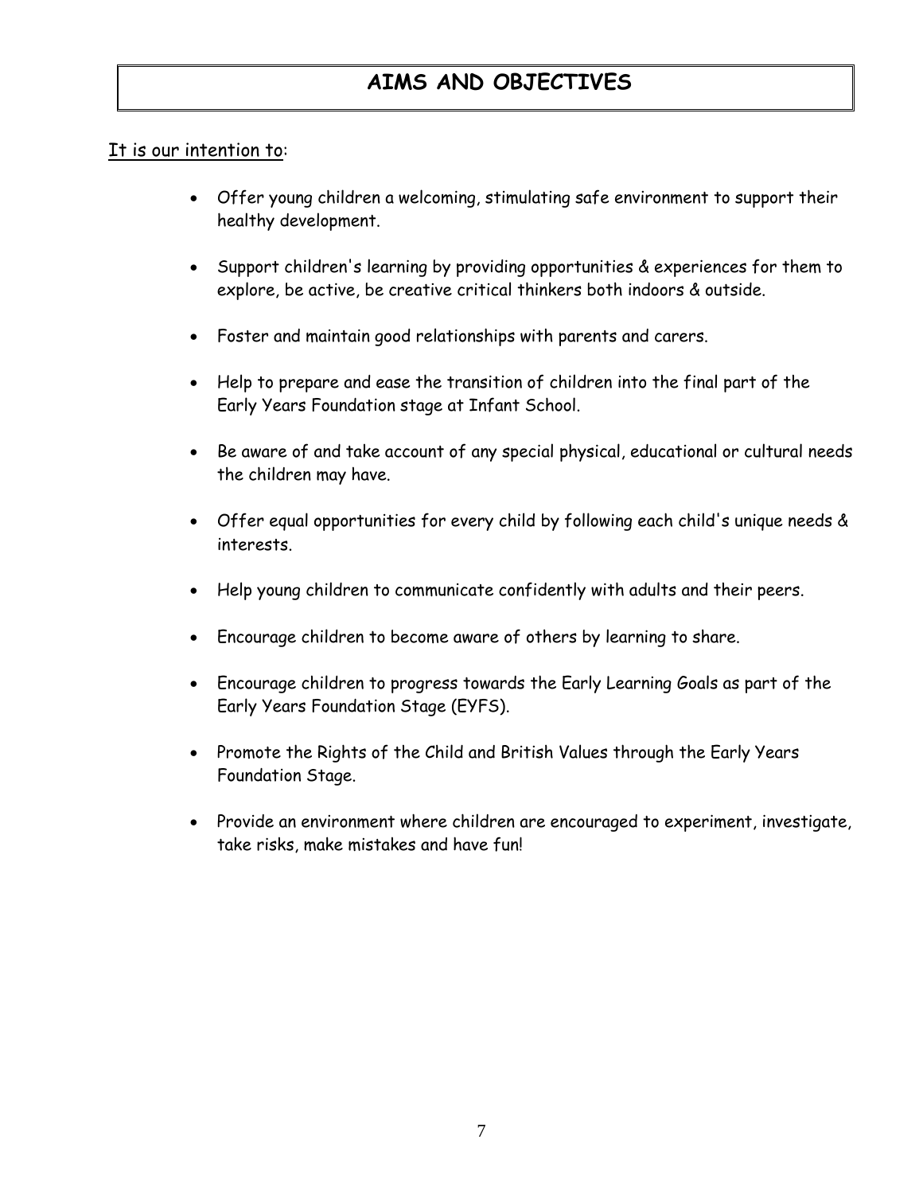# AIMS AND OBJECTIVES

<u>It is our intention to</u>:

- Offer young children a welcoming, stimulating safe environment to support their healthy development.
- Support children's learning by providing opportunities & experiences for them to explore, be active, be creative critical thinkers both indoors & outside.
- Foster and maintain good relationships with parents and carers.
- Help to prepare and ease the transition of children into the final part of the Early Years Foundation stage at Infant School.
- Be aware of and take account of any special physical, educational or cultural needs the children may have.
- Offer equal opportunities for every child by following each child's unique needs & interests.
- Help young children to communicate confidently with adults and their peers.
- Encourage children to become aware of others by learning to share.
- Encourage children to progress towards the Early Learning Goals as part of the Early Years Foundation Stage (EYFS).
- Promote the Rights of the Child and British Values through the Early Years Foundation Stage.
- Provide an environment where children are encouraged to experiment, investigate, take risks, make mistakes and have fun!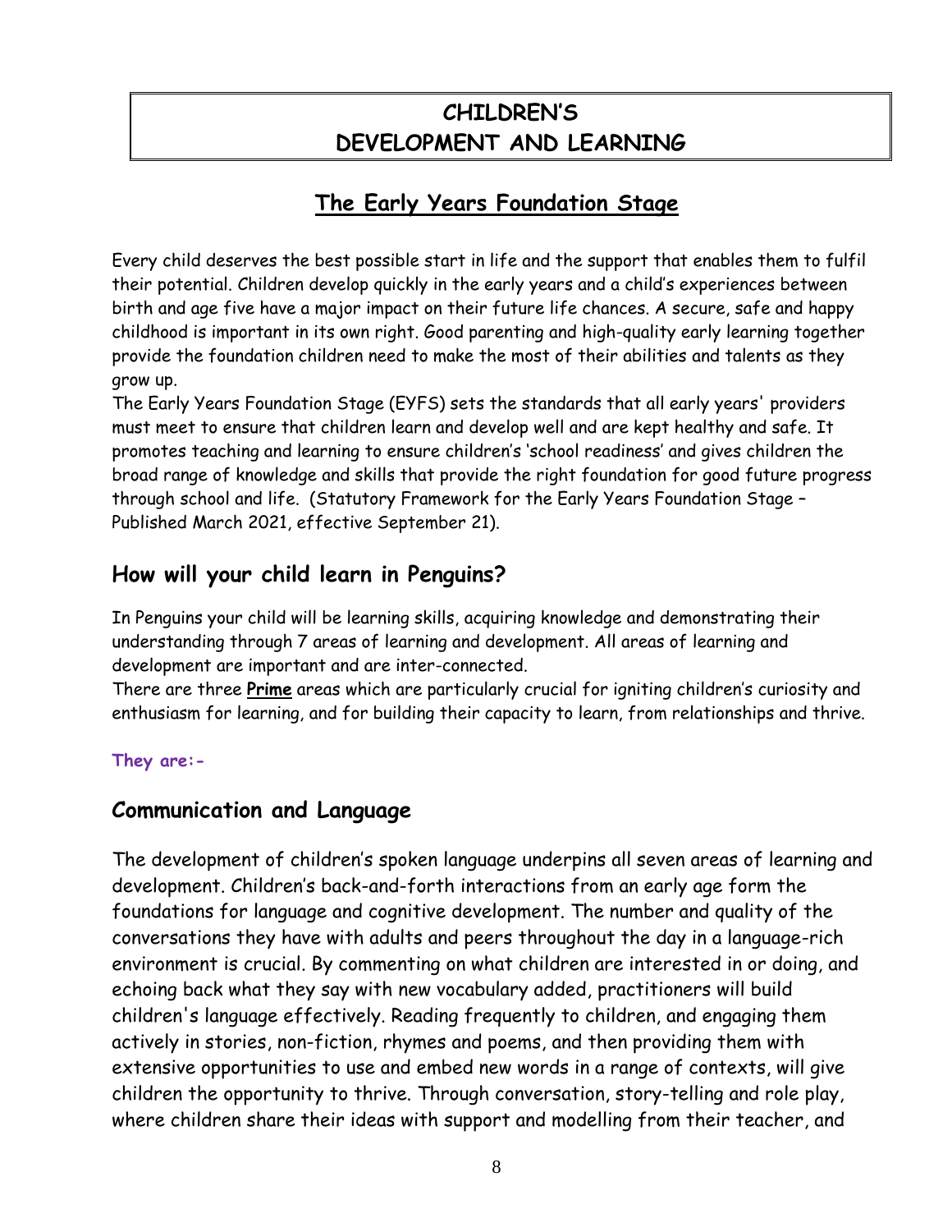# CHILDREN'S DEVELOPMENT AND LEARNING

## The Early Years Foundation Stage

Every child deserves the best possible start in life and the support that enables them to fulfil their potential. Children develop quickly in the early years and a child's experiences between birth and age five have a major impact on their future life chances. A secure, safe and happy childhood is important in its own right. Good parenting and high-quality early learning together provide the foundation children need to make the most of their abilities and talents as they grow up.

The Early Years Foundation Stage (EYFS) sets the standards that all early years' providers must meet to ensure that children learn and develop well and are kept healthy and safe. It promotes teaching and learning to ensure children's 'school readiness' and gives children the broad range of knowledge and skills that provide the right foundation for good future progress through school and life. (Statutory Framework for the Early Years Foundation Stage – Published March 2021, effective September 21).

## How will your child learn in Penguins?

In Penguins your child will be learning skills, acquiring knowledge and demonstrating their understanding through 7 areas of learning and development. All areas of learning and development are important and are inter-connected.

There are three **Prime** areas which are particularly crucial for igniting children's curiosity and enthusiasm for learning, and for building their capacity to learn, from relationships and thrive.

**They are:-**

## Communication and Language

The development of children's spoken language underpins all seven areas of learning and development. Children's back-and-forth interactions from an early age form the foundations for language and cognitive development. The number and quality of the conversations they have with adults and peers throughout the day in a language-rich environment is crucial. By commenting on what children are interested in or doing, and echoing back what they say with new vocabulary added, practitioners will build children's language effectively. Reading frequently to children, and engaging them actively in stories, non-fiction, rhymes and poems, and then providing them with extensive opportunities to use and embed new words in a range of contexts, will give children the opportunity to thrive. Through conversation, story-telling and role play, where children share their ideas with support and modelling from their teacher, and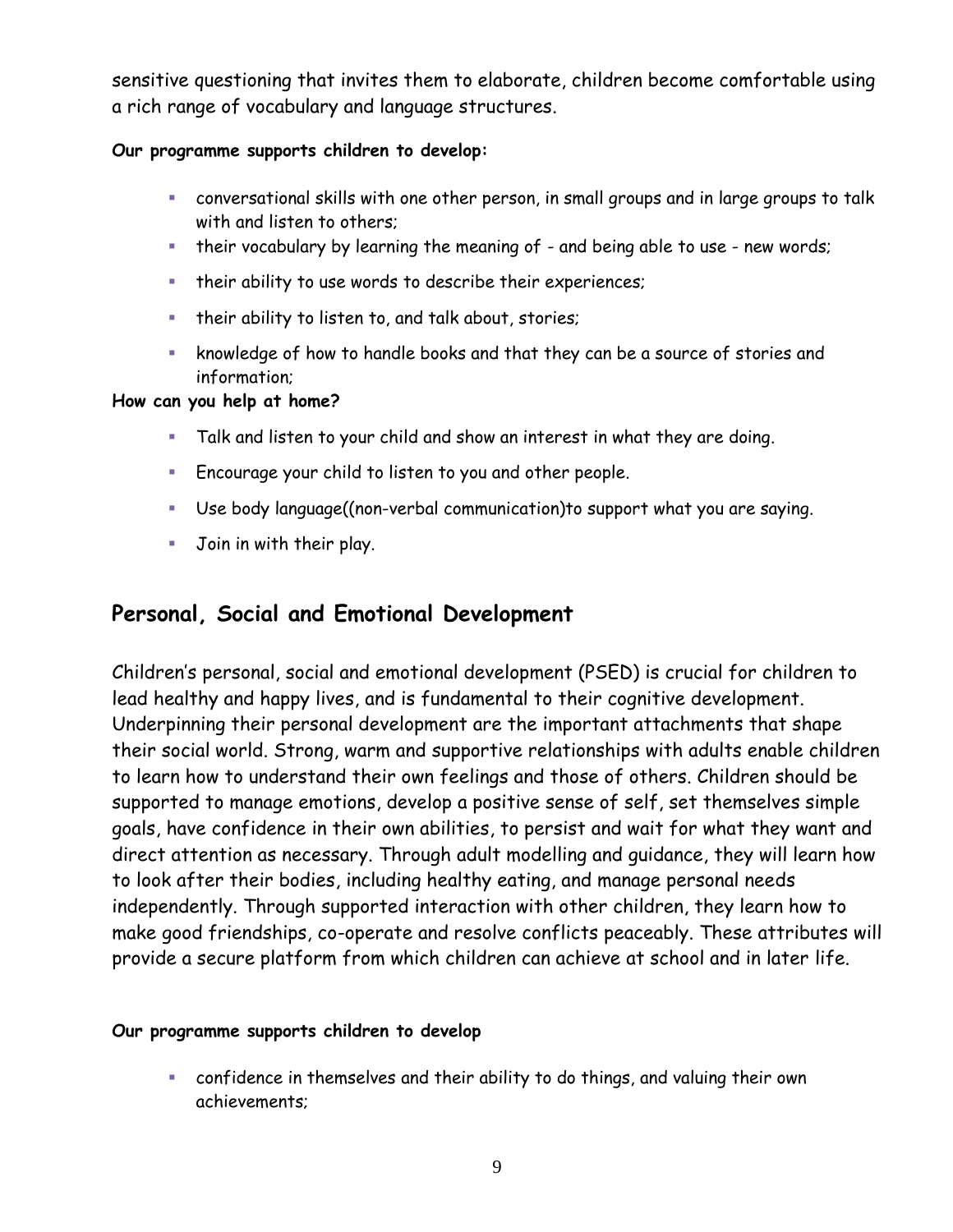sensitive questioning that invites them to elaborate, children become comfortable using a rich range of vocabulary and language structures.

**Our programme supports children to develop:**

- conversational skills with one other person, in small groups and in large groups to talk with and listen to others;
- their vocabulary by learning the meaning of - and being able to use - new words;
- their ability to use words to describe their experiences;
- their ability to listen to, and talk about, stories;
- knowledge of how to handle books and that they can be a source of stories and information;

**How can you help at home?**

- Talk and listen to your child and show an interest in what they are doing.
- Encourage your child to listen to you and other people.
- Use body language((non-verbal communication)to support what you are saying.
- Join in with their play.

## Personal, Social and Emotional Development

Children's personal, social and emotional development (PSED) is crucial for children to lead healthy and happy lives, and is fundamental to their cognitive development. Underpinning their personal development are the important attachments that shape their social world. Strong, warm and supportive relationships with adults enable children to learn how to understand their own feelings and those of others. Children should be supported to manage emotions, develop a positive sense of self, set themselves simple goals, have confidence in their own abilities, to persist and wait for what they want and direct attention as necessary. Through adult modelling and guidance, they will learn how to look after their bodies, including healthy eating, and manage personal needs independently. Through supported interaction with other children, they learn how to make good friendships, co-operate and resolve conflicts peaceably. These attributes will provide a secure platform from which children can achieve at school and in later life.

**Our programme supports children to develop**

- confidence in themselves and their ability to do things, and valuing their own achievements;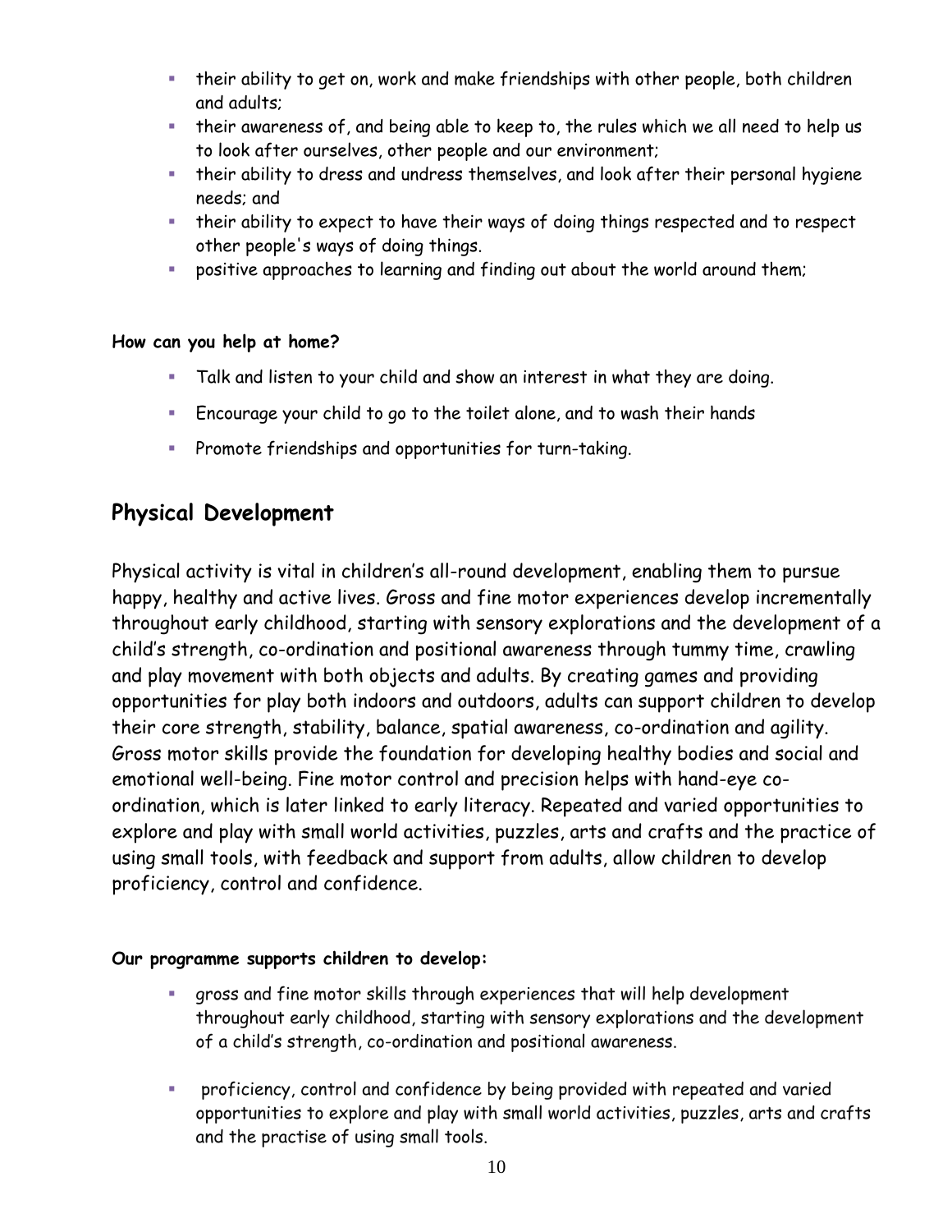- their ability to get on, work and make friendships with other people, both children and adults;
- their awareness of, and being able to keep to, the rules which we all need to help us to look after ourselves, other people and our environment;
- their ability to dress and undress themselves, and look after their personal hygiene needs; and
- their ability to expect to have their ways of doing things respected and to respect other people's ways of doing things.
- positive approaches to learning and finding out about the world around them;

**How can you help at home?**

- Talk and listen to your child and show an interest in what they are doing.
- Encourage your child to go to the toilet alone, and to wash their hands
- Promote friendships and opportunities for turn-taking.

## Physical Development

Physical activity is vital in children's all-round development, enabling them to pursue happy, healthy and active lives. Gross and fine motor experiences develop incrementally throughout early childhood, starting with sensory explorations and the development of a child's strength, co-ordination and positional awareness through tummy time, crawling and play movement with both objects and adults. By creating games and providing opportunities for play both indoors and outdoors, adults can support children to develop their core strength, stability, balance, spatial awareness, co-ordination and agility. Gross motor skills provide the foundation for developing healthy bodies and social and emotional well-being. Fine motor control and precision helps with hand-eye co-ordination, which is later linked to early literacy. Repeated and varied opportunities to explore and play with small world activities, puzzles, arts and crafts and the practice of using small tools, with feedback and support from adults, allow children to develop proficiency, control and confidence.

**Our programme supports children to develop:**

- gross and fine motor skills through experiences that will help development throughout early childhood, starting with sensory explorations and the development of a child's strength, co-ordination and positional awareness.
- proficiency, control and confidence by being provided with repeated and varied opportunities to explore and play with small world activities, puzzles, arts and crafts and the practise of using small tools.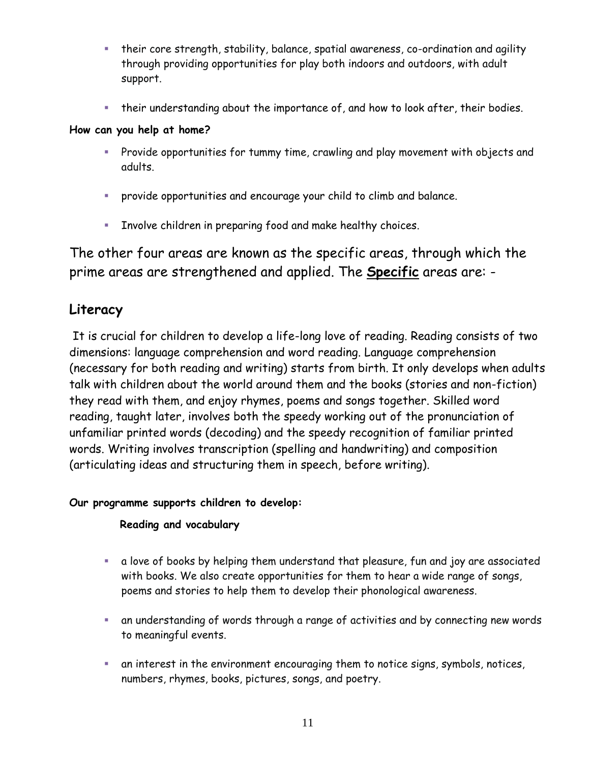- their core strength, stability, balance, spatial awareness, co-ordination and agility through providing opportunities for play both indoors and outdoors, with adult support.

- their understanding about the importance of, and how to look after, their bodies.

**How can you help at home?**

- Provide opportunities for tummy time, crawling and play movement with objects and adults.

- provide opportunities and encourage your child to climb and balance.

- Involve children in preparing food and make healthy choices.

The other four areas are known as the specific areas, through which the prime areas are strengthened and applied. The **Specific** areas are: -

## Literacy

It is crucial for children to develop a life-long love of reading. Reading consists of two dimensions: language comprehension and word reading. Language comprehension (necessary for both reading and writing) starts from birth. It only develops when adults talk with children about the world around them and the books (stories and non-fiction) they read with them, and enjoy rhymes, poems and songs together. Skilled word reading, taught later, involves both the speedy working out of the pronunciation of unfamiliar printed words (decoding) and the speedy recognition of familiar printed words. Writing involves transcription (spelling and handwriting) and composition (articulating ideas and structuring them in speech, before writing).

**Our programme supports children to develop:**

**Reading and vocabulary**

- a love of books by helping them understand that pleasure, fun and joy are associated with books. We also create opportunities for them to hear a wide range of songs, poems and stories to help them to develop their phonological awareness.

- an understanding of words through a range of activities and by connecting new words to meaningful events.

- an interest in the environment encouraging them to notice signs, symbols, notices, numbers, rhymes, books, pictures, songs, and poetry.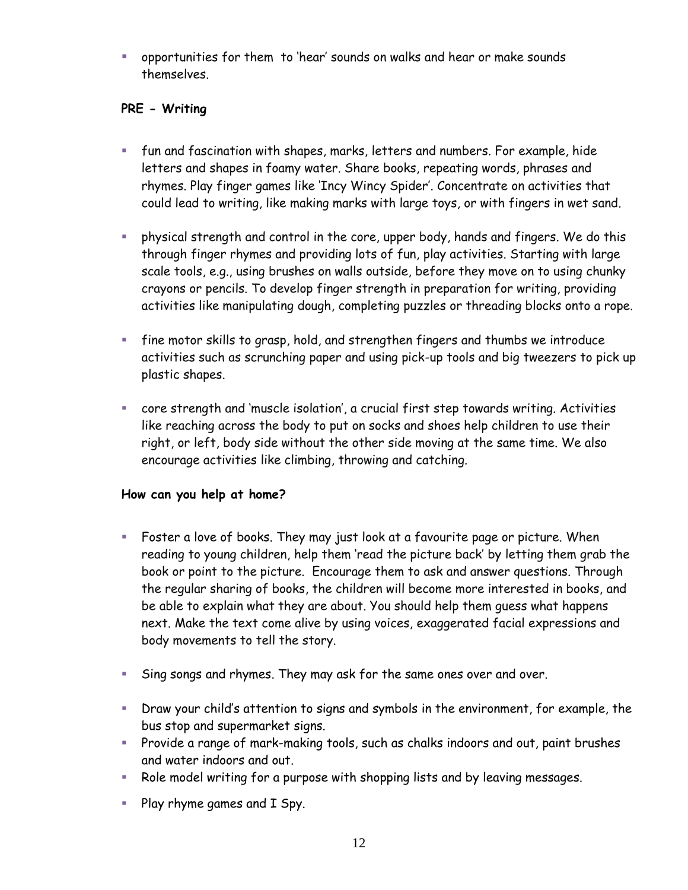- opportunities for them to 'hear' sounds on walks and hear or make sounds themselves.

**PRE - Writing**

- fun and fascination with shapes, marks, letters and numbers. For example, hide letters and shapes in foamy water. Share books, repeating words, phrases and rhymes. Play finger games like 'Incy Wincy Spider'. Concentrate on activities that could lead to writing, like making marks with large toys, or with fingers in wet sand.

- physical strength and control in the core, upper body, hands and fingers. We do this through finger rhymes and providing lots of fun, play activities. Starting with large scale tools, e.g., using brushes on walls outside, before they move on to using chunky crayons or pencils. To develop finger strength in preparation for writing, providing activities like manipulating dough, completing puzzles or threading blocks onto a rope.

- fine motor skills to grasp, hold, and strengthen fingers and thumbs we introduce activities such as scrunching paper and using pick-up tools and big tweezers to pick up plastic shapes.

- core strength and 'muscle isolation', a crucial first step towards writing. Activities like reaching across the body to put on socks and shoes help children to use their right, or left, body side without the other side moving at the same time. We also encourage activities like climbing, throwing and catching.

**How can you help at home?**

- Foster a love of books. They may just look at a favourite page or picture. When reading to young children, help them 'read the picture back' by letting them grab the book or point to the picture. Encourage them to ask and answer questions. Through the regular sharing of books, the children will become more interested in books, and be able to explain what they are about. You should help them guess what happens next. Make the text come alive by using voices, exaggerated facial expressions and body movements to tell the story.

- Sing songs and rhymes. They may ask for the same ones over and over.

- Draw your child's attention to signs and symbols in the environment, for example, the bus stop and supermarket signs.
- Provide a range of mark-making tools, such as chalks indoors and out, paint brushes and water indoors and out.
- Role model writing for a purpose with shopping lists and by leaving messages.

- Play rhyme games and I Spy.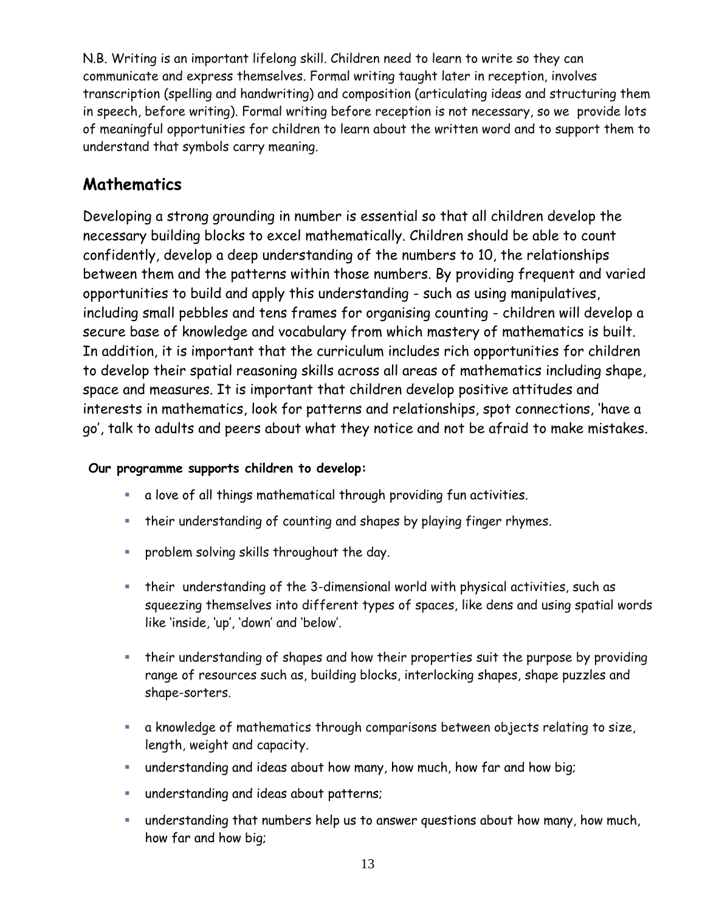N.B. Writing is an important lifelong skill. Children need to learn to write so they can communicate and express themselves. Formal writing taught later in reception, involves transcription (spelling and handwriting) and composition (articulating ideas and structuring them in speech, before writing). Formal writing before reception is not necessary, so we provide lots of meaningful opportunities for children to learn about the written word and to support them to understand that symbols carry meaning.

## Mathematics

Developing a strong grounding in number is essential so that all children develop the necessary building blocks to excel mathematically. Children should be able to count confidently, develop a deep understanding of the numbers to 10, the relationships between them and the patterns within those numbers. By providing frequent and varied opportunities to build and apply this understanding - such as using manipulatives, including small pebbles and tens frames for organising counting - children will develop a secure base of knowledge and vocabulary from which mastery of mathematics is built. In addition, it is important that the curriculum includes rich opportunities for children to develop their spatial reasoning skills across all areas of mathematics including shape, space and measures. It is important that children develop positive attitudes and interests in mathematics, look for patterns and relationships, spot connections, 'have a go', talk to adults and peers about what they notice and not be afraid to make mistakes.

***Our programme supports children to develop:***

- a love of all things mathematical through providing fun activities.
- their understanding of counting and shapes by playing finger rhymes.
- problem solving skills throughout the day.
- their understanding of the 3-dimensional world with physical activities, such as squeezing themselves into different types of spaces, like dens and using spatial words like 'inside, 'up', 'down' and 'below'.
- their understanding of shapes and how their properties suit the purpose by providing range of resources such as, building blocks, interlocking shapes, shape puzzles and shape-sorters.
- a knowledge of mathematics through comparisons between objects relating to size, length, weight and capacity.
- understanding and ideas about how many, how much, how far and how big;
- understanding and ideas about patterns;
- understanding that numbers help us to answer questions about how many, how much, how far and how big;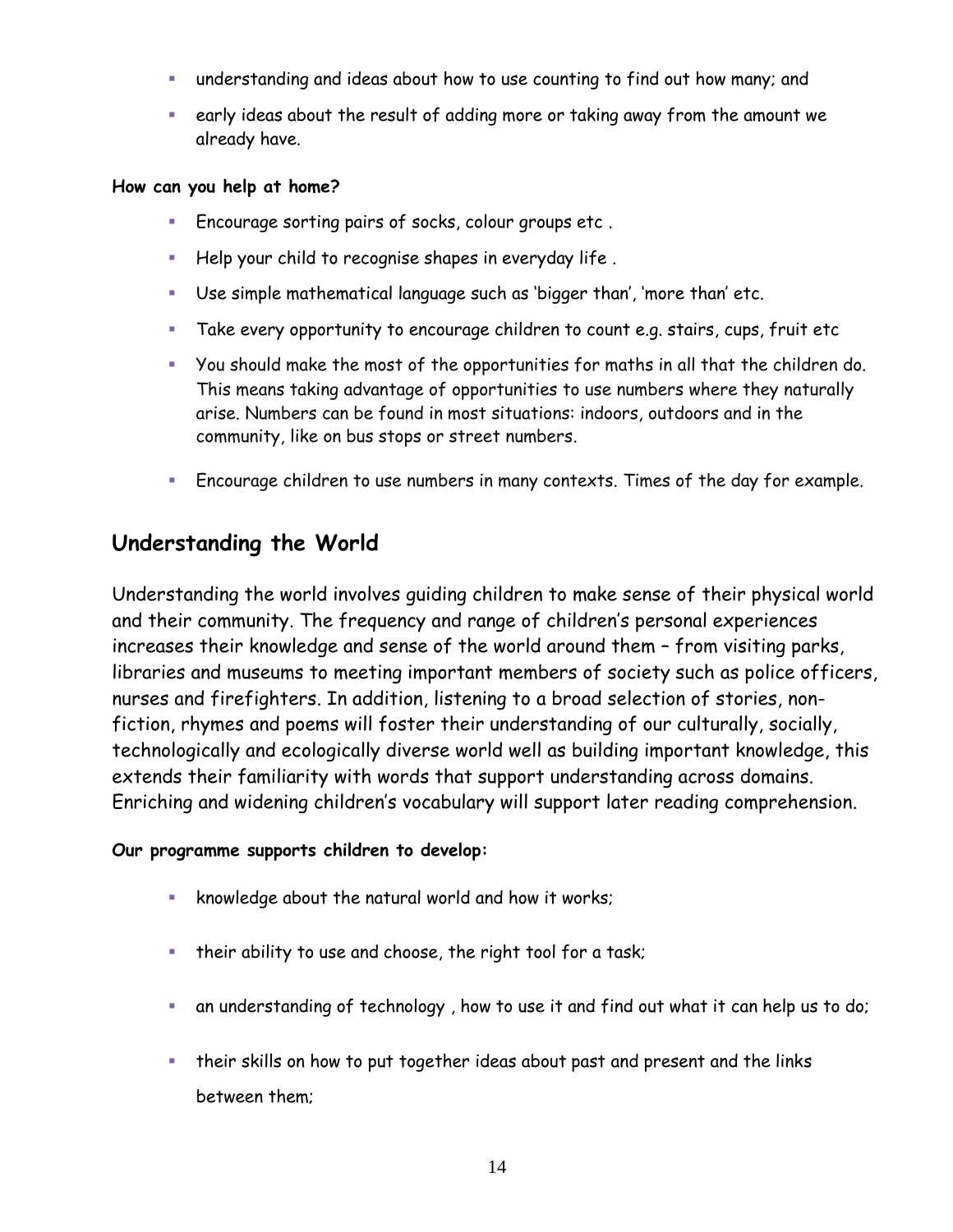- understanding and ideas about how to use counting to find out how many; and
- early ideas about the result of adding more or taking away from the amount we already have.

**How can you help at home?**

- Encourage sorting pairs of socks, colour groups etc .
- Help your child to recognise shapes in everyday life .
- Use simple mathematical language such as 'bigger than', 'more than' etc.
- Take every opportunity to encourage children to count e.g. stairs, cups, fruit etc
- You should make the most of the opportunities for maths in all that the children do. This means taking advantage of opportunities to use numbers where they naturally arise. Numbers can be found in most situations: indoors, outdoors and in the community, like on bus stops or street numbers.
- Encourage children to use numbers in many contexts. Times of the day for example.

## Understanding the World

Understanding the world involves guiding children to make sense of their physical world and their community. The frequency and range of children's personal experiences increases their knowledge and sense of the world around them – from visiting parks, libraries and museums to meeting important members of society such as police officers, nurses and firefighters. In addition, listening to a broad selection of stories, non-fiction, rhymes and poems will foster their understanding of our culturally, socially, technologically and ecologically diverse world well as building important knowledge, this extends their familiarity with words that support understanding across domains. Enriching and widening children's vocabulary will support later reading comprehension.

**Our programme supports children to develop:**

- knowledge about the natural world and how it works;
- their ability to use and choose, the right tool for a task;
- an understanding of technology , how to use it and find out what it can help us to do;
- their skills on how to put together ideas about past and present and the links between them;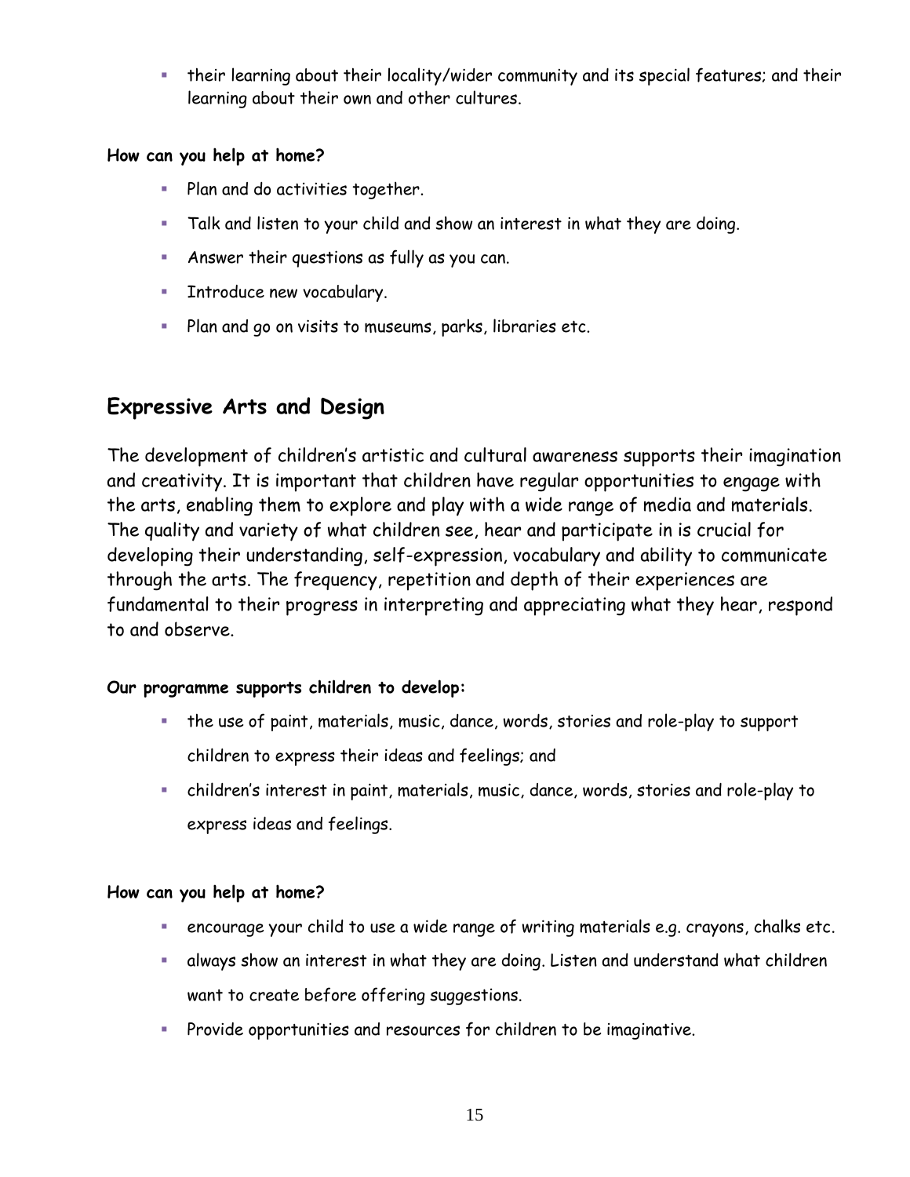- their learning about their locality/wider community and its special features; and their learning about their own and other cultures.

**How can you help at home?**

- Plan and do activities together.
- Talk and listen to your child and show an interest in what they are doing.
- Answer their questions as fully as you can.
- Introduce new vocabulary.
- Plan and go on visits to museums, parks, libraries etc.

## Expressive Arts and Design

The development of children's artistic and cultural awareness supports their imagination and creativity. It is important that children have regular opportunities to engage with the arts, enabling them to explore and play with a wide range of media and materials. The quality and variety of what children see, hear and participate in is crucial for developing their understanding, self-expression, vocabulary and ability to communicate through the arts. The frequency, repetition and depth of their experiences are fundamental to their progress in interpreting and appreciating what they hear, respond to and observe.

**Our programme supports children to develop:**

- the use of paint, materials, music, dance, words, stories and role-play to support children to express their ideas and feelings; and
- children's interest in paint, materials, music, dance, words, stories and role-play to express ideas and feelings.

**How can you help at home?**

- encourage your child to use a wide range of writing materials e.g. crayons, chalks etc.
- always show an interest in what they are doing. Listen and understand what children want to create before offering suggestions.
- Provide opportunities and resources for children to be imaginative.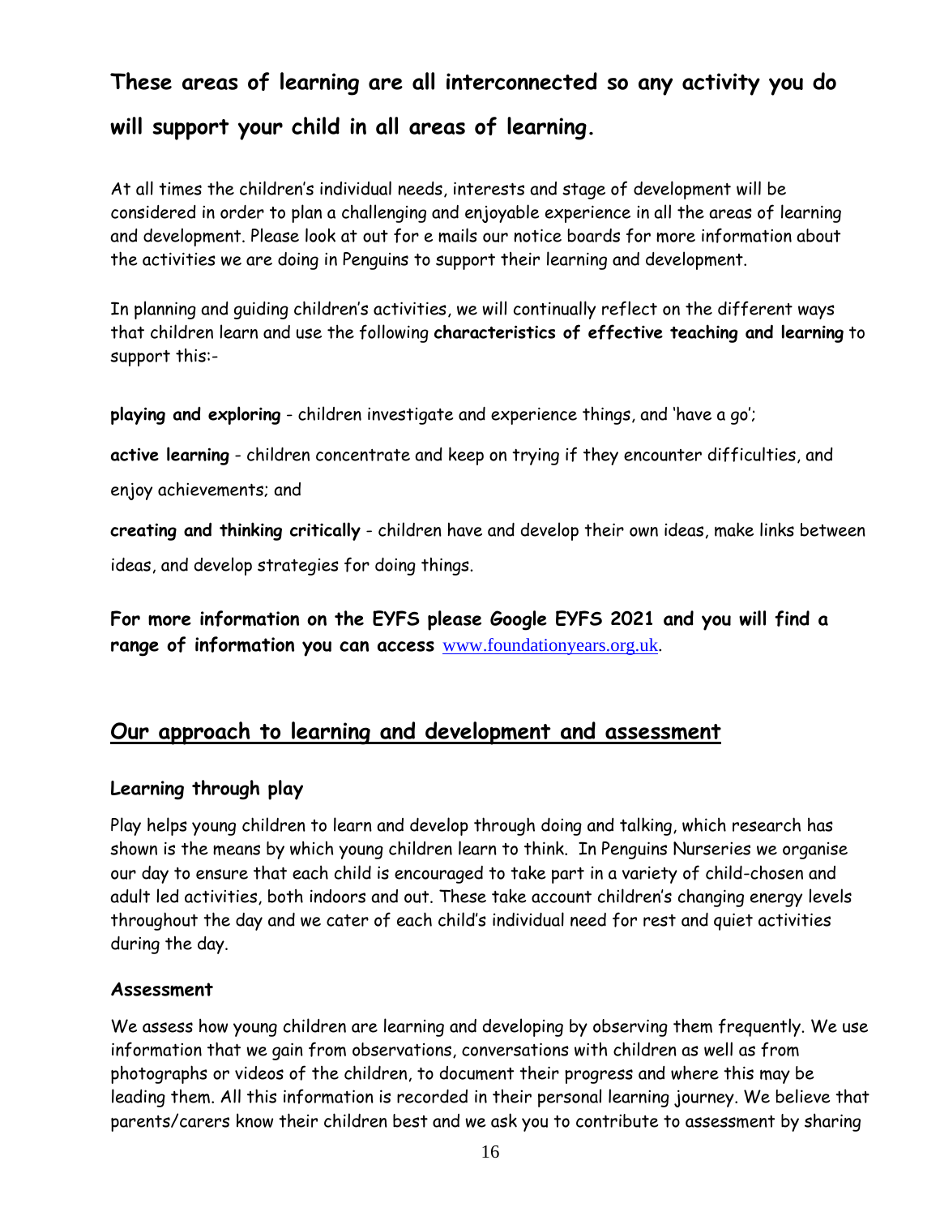**These areas of learning are all interconnected so any activity you do will support your child in all areas of learning.**

At all times the children's individual needs, interests and stage of development will be considered in order to plan a challenging and enjoyable experience in all the areas of learning and development. Please look at out for e mails our notice boards for more information about the activities we are doing in Penguins to support their learning and development.

In planning and guiding children's activities, we will continually reflect on the different ways that children learn and use the following **characteristics of effective teaching and learning** to support this:-

**playing and exploring** - children investigate and experience things, and 'have a go';

**active learning** - children concentrate and keep on trying if they encounter difficulties, and enjoy achievements; and

**creating and thinking critically** - children have and develop their own ideas, make links between ideas, and develop strategies for doing things.

**For more information on the EYFS please Google EYFS 2021 and you will find a range of information you can access** www.foundationyears.org.uk.

## Our approach to learning and development and assessment

### Learning through play

Play helps young children to learn and develop through doing and talking, which research has shown is the means by which young children learn to think. In Penguins Nurseries we organise our day to ensure that each child is encouraged to take part in a variety of child-chosen and adult led activities, both indoors and out. These take account children's changing energy levels throughout the day and we cater of each child's individual need for rest and quiet activities during the day.

### Assessment

We assess how young children are learning and developing by observing them frequently. We use information that we gain from observations, conversations with children as well as from photographs or videos of the children, to document their progress and where this may be leading them. All this information is recorded in their personal learning journey. We believe that parents/carers know their children best and we ask you to contribute to assessment by sharing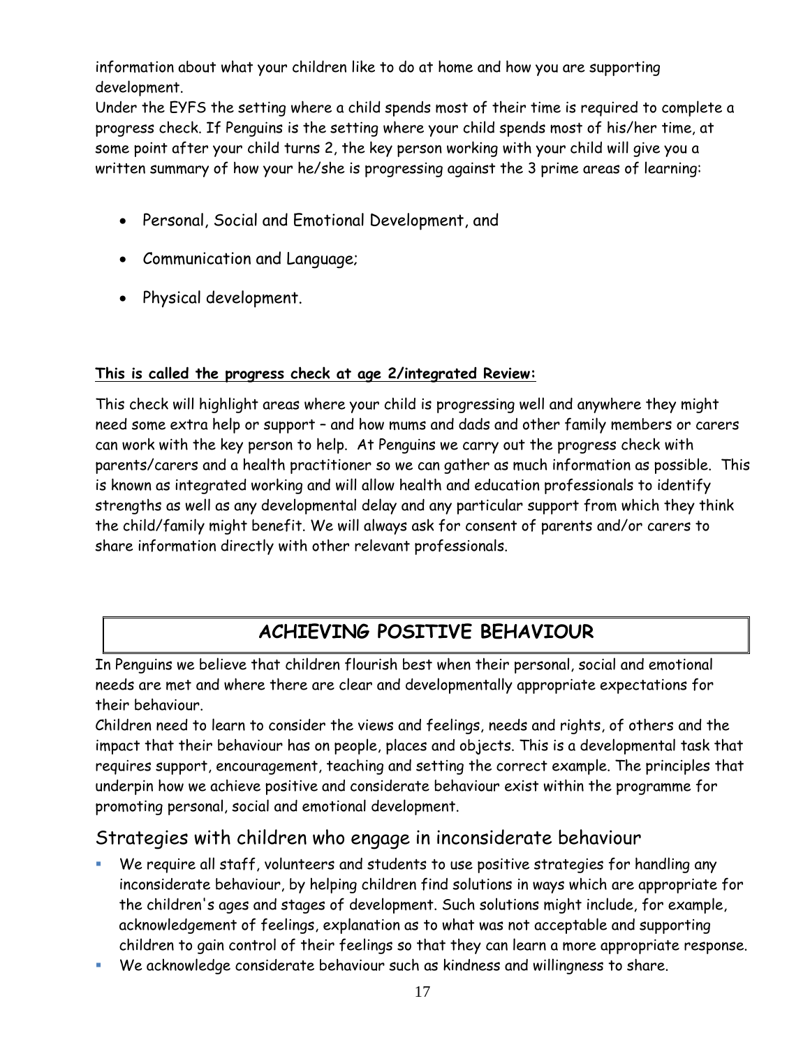information about what your children like to do at home and how you are supporting development.

Under the EYFS the setting where a child spends most of their time is required to complete a progress check. If Penguins is the setting where your child spends most of his/her time, at some point after your child turns 2, the key person working with your child will give you a written summary of how your he/she is progressing against the 3 prime areas of learning:

- Personal, Social and Emotional Development, and
- Communication and Language;
- Physical development.

**This is called the progress check at age 2/integrated Review:**

This check will highlight areas where your child is progressing well and anywhere they might need some extra help or support – and how mums and dads and other family members or carers can work with the key person to help. At Penguins we carry out the progress check with parents/carers and a health practitioner so we can gather as much information as possible. This is known as integrated working and will allow health and education professionals to identify strengths as well as any developmental delay and any particular support from which they think the child/family might benefit. We will always ask for consent of parents and/or carers to share information directly with other relevant professionals.

## ACHIEVING POSITIVE BEHAVIOUR

In Penguins we believe that children flourish best when their personal, social and emotional needs are met and where there are clear and developmentally appropriate expectations for their behaviour.

Children need to learn to consider the views and feelings, needs and rights, of others and the impact that their behaviour has on people, places and objects. This is a developmental task that requires support, encouragement, teaching and setting the correct example. The principles that underpin how we achieve positive and considerate behaviour exist within the programme for promoting personal, social and emotional development.

### Strategies with children who engage in inconsiderate behaviour

- We require all staff, volunteers and students to use positive strategies for handling any inconsiderate behaviour, by helping children find solutions in ways which are appropriate for the children's ages and stages of development. Such solutions might include, for example, acknowledgement of feelings, explanation as to what was not acceptable and supporting children to gain control of their feelings so that they can learn a more appropriate response.
- We acknowledge considerate behaviour such as kindness and willingness to share.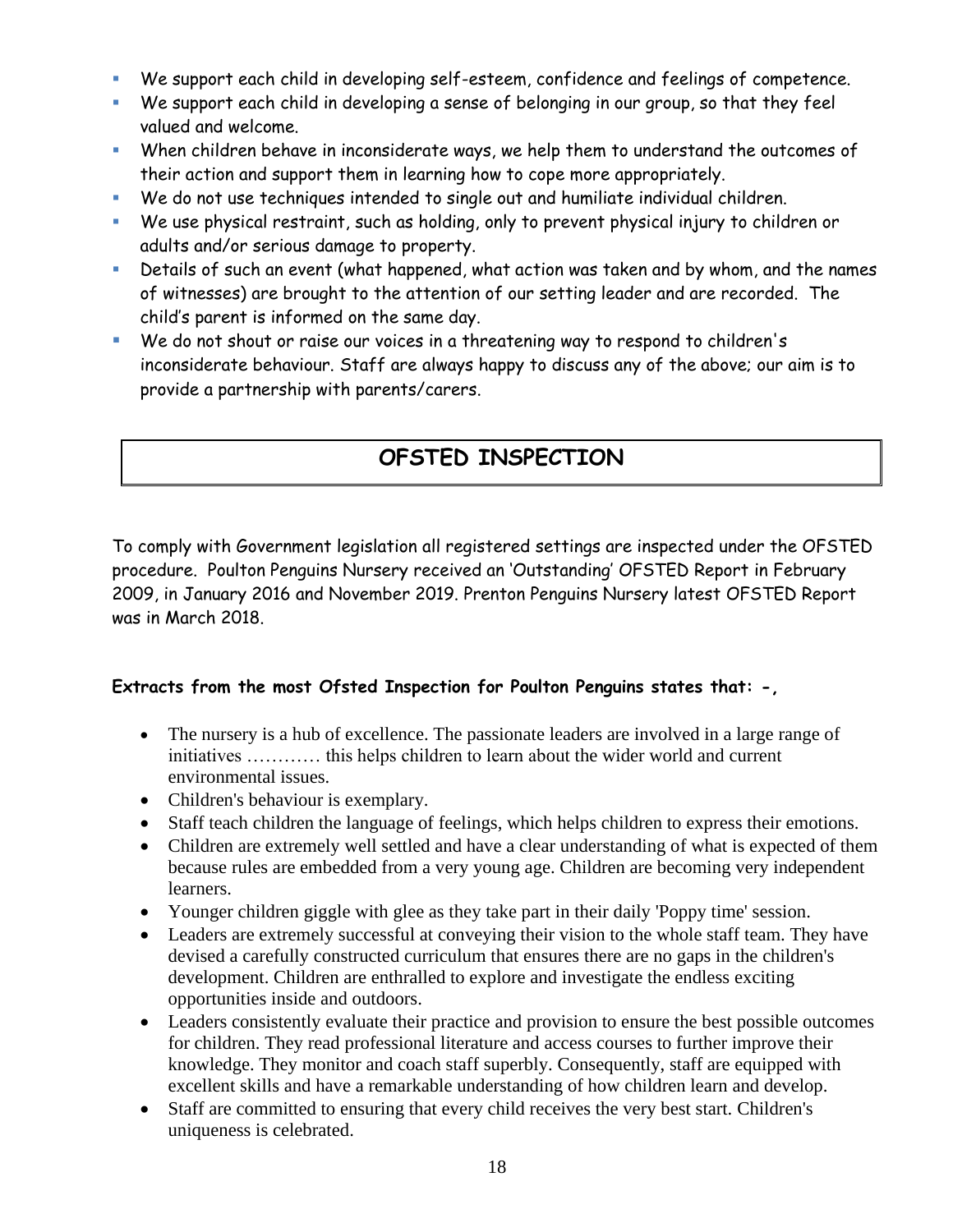- We support each child in developing self-esteem, confidence and feelings of competence.
- We support each child in developing a sense of belonging in our group, so that they feel valued and welcome.
- When children behave in inconsiderate ways, we help them to understand the outcomes of their action and support them in learning how to cope more appropriately.
- We do not use techniques intended to single out and humiliate individual children.
- We use physical restraint, such as holding, only to prevent physical injury to children or adults and/or serious damage to property.
- Details of such an event (what happened, what action was taken and by whom, and the names of witnesses) are brought to the attention of our setting leader and are recorded. The child's parent is informed on the same day.
- We do not shout or raise our voices in a threatening way to respond to children's inconsiderate behaviour. Staff are always happy to discuss any of the above; our aim is to provide a partnership with parents/carers.

## OFSTED INSPECTION

To comply with Government legislation all registered settings are inspected under the OFSTED procedure. Poulton Penguins Nursery received an 'Outstanding' OFSTED Report in February 2009, in January 2016 and November 2019. Prenton Penguins Nursery latest OFSTED Report was in March 2018.

**Extracts from the most Ofsted Inspection for Poulton Penguins states that: -,**

- The nursery is a hub of excellence. The passionate leaders are involved in a large range of initiatives ………… this helps children to learn about the wider world and current environmental issues.
- Children's behaviour is exemplary.
- Staff teach children the language of feelings, which helps children to express their emotions.
- Children are extremely well settled and have a clear understanding of what is expected of them because rules are embedded from a very young age. Children are becoming very independent learners.
- Younger children giggle with glee as they take part in their daily 'Poppy time' session.
- Leaders are extremely successful at conveying their vision to the whole staff team. They have devised a carefully constructed curriculum that ensures there are no gaps in the children's development. Children are enthralled to explore and investigate the endless exciting opportunities inside and outdoors.
- Leaders consistently evaluate their practice and provision to ensure the best possible outcomes for children. They read professional literature and access courses to further improve their knowledge. They monitor and coach staff superbly. Consequently, staff are equipped with excellent skills and have a remarkable understanding of how children learn and develop.
- Staff are committed to ensuring that every child receives the very best start. Children's uniqueness is celebrated.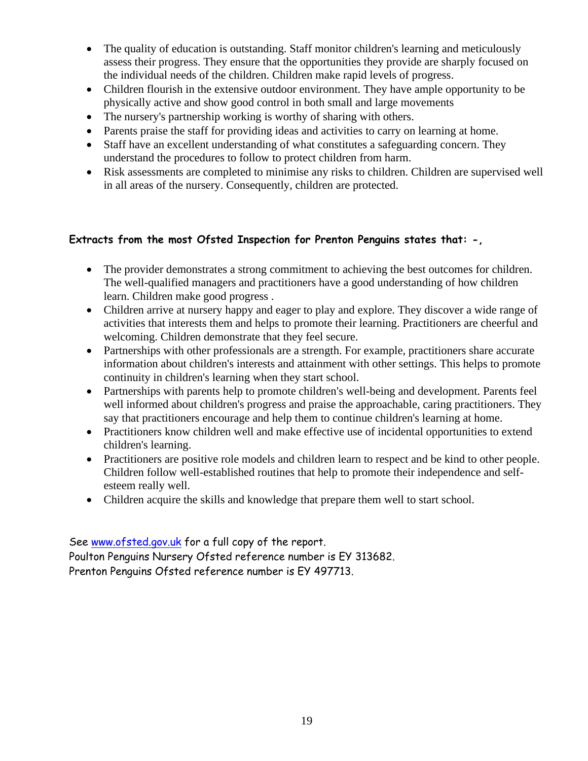- The quality of education is outstanding. Staff monitor children's learning and meticulously assess their progress. They ensure that the opportunities they provide are sharply focused on the individual needs of the children. Children make rapid levels of progress.
- Children flourish in the extensive outdoor environment. They have ample opportunity to be physically active and show good control in both small and large movements
- The nursery's partnership working is worthy of sharing with others.
- Parents praise the staff for providing ideas and activities to carry on learning at home.
- Staff have an excellent understanding of what constitutes a safeguarding concern. They understand the procedures to follow to protect children from harm.
- Risk assessments are completed to minimise any risks to children. Children are supervised well in all areas of the nursery. Consequently, children are protected.

**Extracts from the most Ofsted Inspection for Prenton Penguins states that: -,**

- The provider demonstrates a strong commitment to achieving the best outcomes for children. The well-qualified managers and practitioners have a good understanding of how children learn. Children make good progress .
- Children arrive at nursery happy and eager to play and explore. They discover a wide range of activities that interests them and helps to promote their learning. Practitioners are cheerful and welcoming. Children demonstrate that they feel secure.
- Partnerships with other professionals are a strength. For example, practitioners share accurate information about children's interests and attainment with other settings. This helps to promote continuity in children's learning when they start school.
- Partnerships with parents help to promote children's well-being and development. Parents feel well informed about children's progress and praise the approachable, caring practitioners. They say that practitioners encourage and help them to continue children's learning at home.
- Practitioners know children well and make effective use of incidental opportunities to extend children's learning.
- Practitioners are positive role models and children learn to respect and be kind to other people. Children follow well-established routines that help to promote their independence and self-esteem really well.
- Children acquire the skills and knowledge that prepare them well to start school.

See www.ofsted.gov.uk for a full copy of the report.
Poulton Penguins Nursery Ofsted reference number is EY 313682.
Prenton Penguins Ofsted reference number is EY 497713.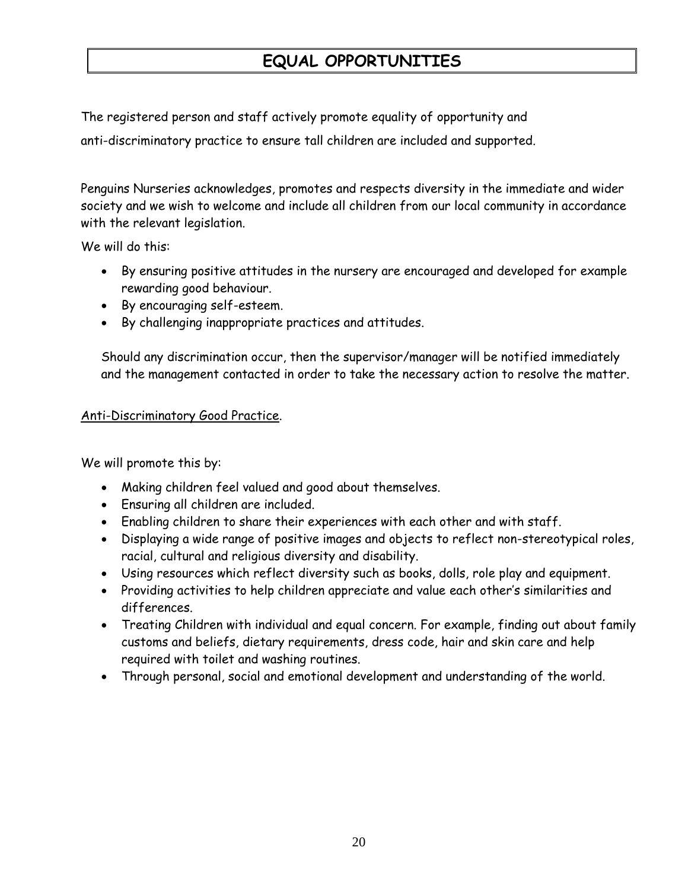# EQUAL OPPORTUNITIES

The registered person and staff actively promote equality of opportunity and anti-discriminatory practice to ensure tall children are included and supported.

Penguins Nurseries acknowledges, promotes and respects diversity in the immediate and wider society and we wish to welcome and include all children from our local community in accordance with the relevant legislation.

We will do this:

- By ensuring positive attitudes in the nursery are encouraged and developed for example rewarding good behaviour.
- By encouraging self-esteem.
- By challenging inappropriate practices and attitudes.

Should any discrimination occur, then the supervisor/manager will be notified immediately and the management contacted in order to take the necessary action to resolve the matter.

Anti-Discriminatory Good Practice.

We will promote this by:

- Making children feel valued and good about themselves.
- Ensuring all children are included.
- Enabling children to share their experiences with each other and with staff.
- Displaying a wide range of positive images and objects to reflect non-stereotypical roles, racial, cultural and religious diversity and disability.
- Using resources which reflect diversity such as books, dolls, role play and equipment.
- Providing activities to help children appreciate and value each other's similarities and differences.
- Treating Children with individual and equal concern. For example, finding out about family customs and beliefs, dietary requirements, dress code, hair and skin care and help required with toilet and washing routines.
- Through personal, social and emotional development and understanding of the world.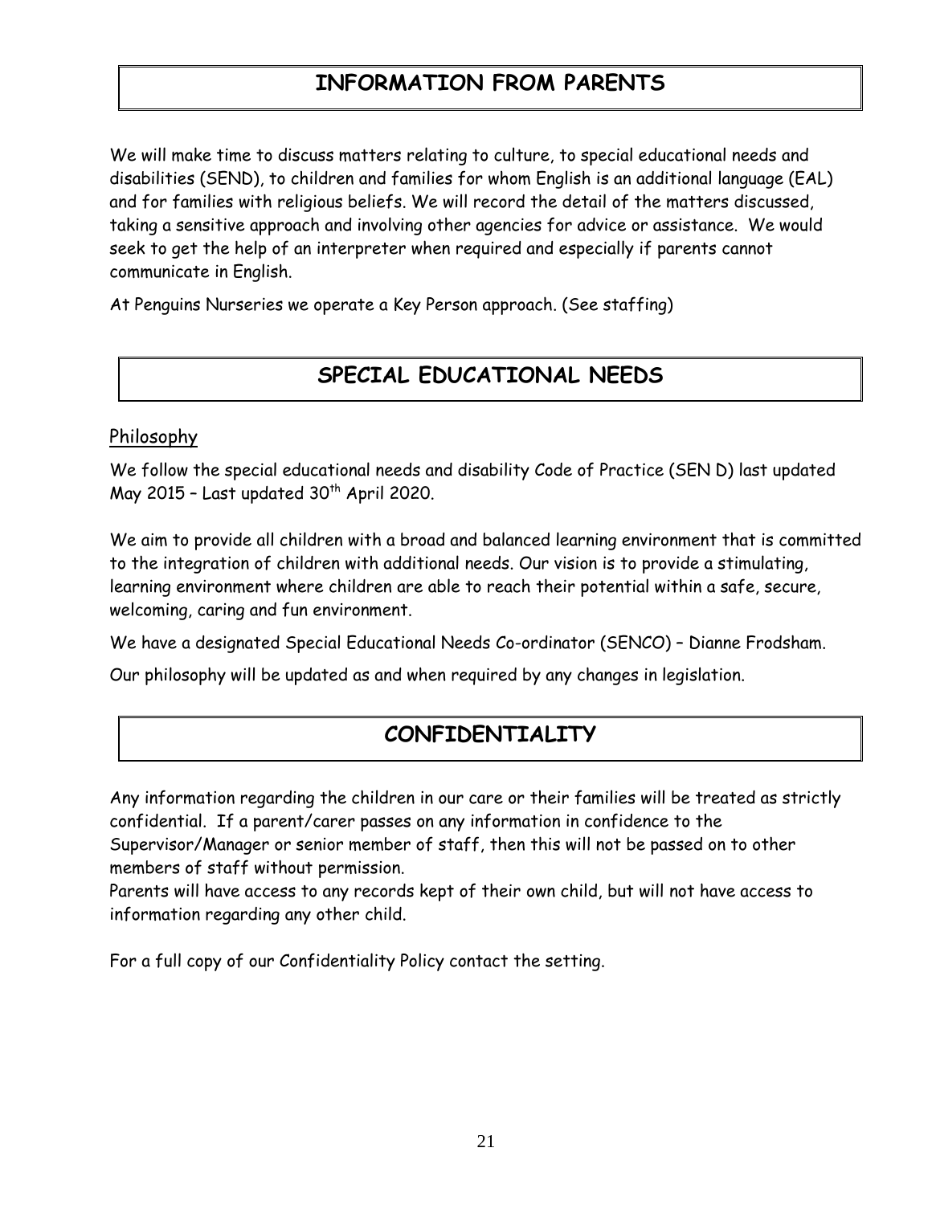# INFORMATION FROM PARENTS

We will make time to discuss matters relating to culture, to special educational needs and disabilities (SEND), to children and families for whom English is an additional language (EAL) and for families with religious beliefs. We will record the detail of the matters discussed, taking a sensitive approach and involving other agencies for advice or assistance. We would seek to get the help of an interpreter when required and especially if parents cannot communicate in English.

At Penguins Nurseries we operate a Key Person approach. (See staffing)

# SPECIAL EDUCATIONAL NEEDS

<u>Philosophy</u>

We follow the special educational needs and disability Code of Practice (SEN D) last updated May 2015 – Last updated 30th April 2020.

We aim to provide all children with a broad and balanced learning environment that is committed to the integration of children with additional needs. Our vision is to provide a stimulating, learning environment where children are able to reach their potential within a safe, secure, welcoming, caring and fun environment.

We have a designated Special Educational Needs Co-ordinator (SENCO) – Dianne Frodsham.

Our philosophy will be updated as and when required by any changes in legislation.

# CONFIDENTIALITY

Any information regarding the children in our care or their families will be treated as strictly confidential. If a parent/carer passes on any information in confidence to the Supervisor/Manager or senior member of staff, then this will not be passed on to other members of staff without permission.

Parents will have access to any records kept of their own child, but will not have access to information regarding any other child.

For a full copy of our Confidentiality Policy contact the setting.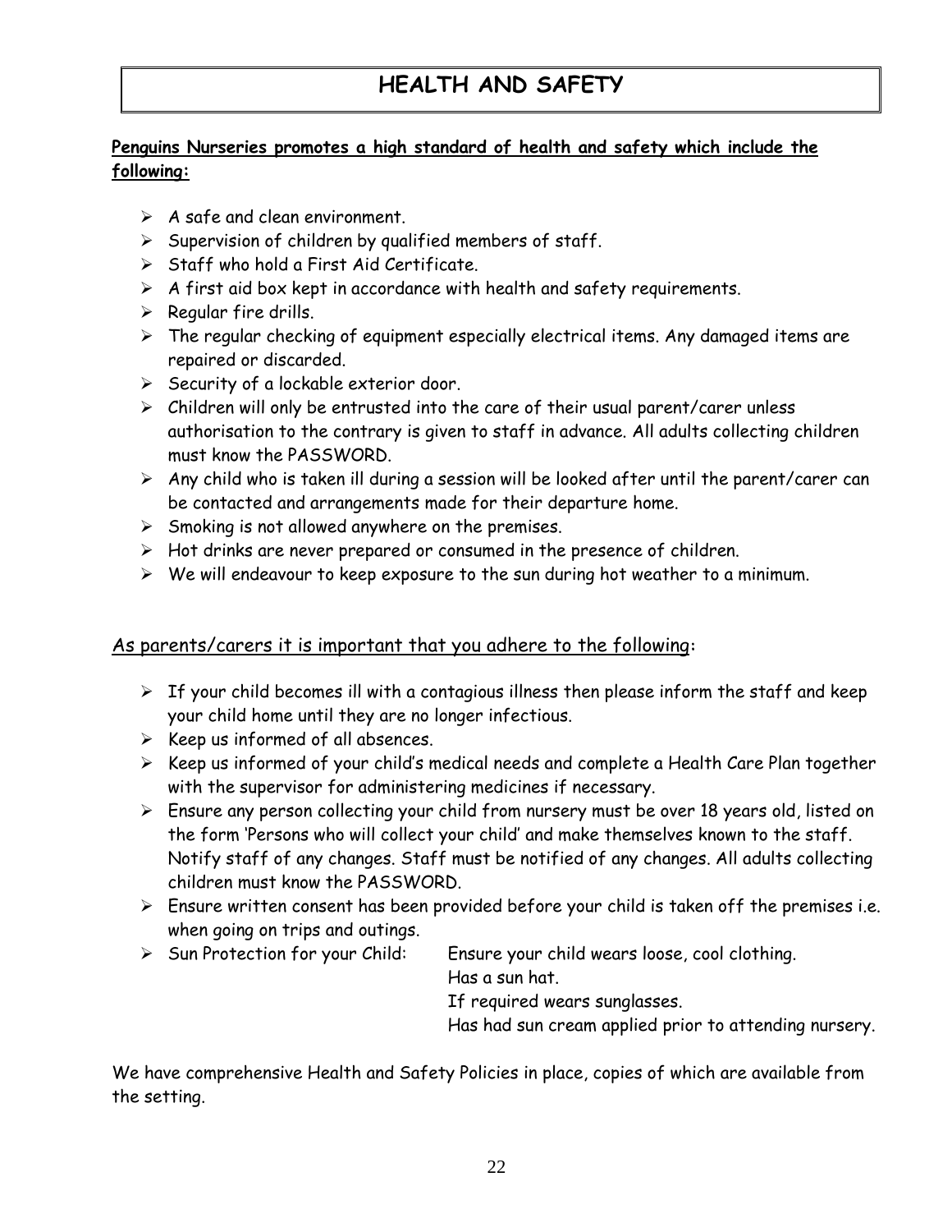# HEALTH AND SAFETY

**Penguins Nurseries promotes a high standard of health and safety which include the following:**

- A safe and clean environment.
- Supervision of children by qualified members of staff.
- Staff who hold a First Aid Certificate.
- A first aid box kept in accordance with health and safety requirements.
- Regular fire drills.
- The regular checking of equipment especially electrical items. Any damaged items are repaired or discarded.
- Security of a lockable exterior door.
- Children will only be entrusted into the care of their usual parent/carer unless authorisation to the contrary is given to staff in advance. All adults collecting children must know the PASSWORD.
- Any child who is taken ill during a session will be looked after until the parent/carer can be contacted and arrangements made for their departure home.
- Smoking is not allowed anywhere on the premises.
- Hot drinks are never prepared or consumed in the presence of children.
- We will endeavour to keep exposure to the sun during hot weather to a minimum.

As parents/carers it is important that you adhere to the following:

- If your child becomes ill with a contagious illness then please inform the staff and keep your child home until they are no longer infectious.
- Keep us informed of all absences.
- Keep us informed of your child's medical needs and complete a Health Care Plan together with the supervisor for administering medicines if necessary.
- Ensure any person collecting your child from nursery must be over 18 years old, listed on the form 'Persons who will collect your child' and make themselves known to the staff. Notify staff of any changes. Staff must be notified of any changes. All adults collecting children must know the PASSWORD.
- Ensure written consent has been provided before your child is taken off the premises i.e. when going on trips and outings.
- Sun Protection for your Child: Ensure your child wears loose, cool clothing.
  Has a sun hat.
  If required wears sunglasses.
  Has had sun cream applied prior to attending nursery.

We have comprehensive Health and Safety Policies in place, copies of which are available from the setting.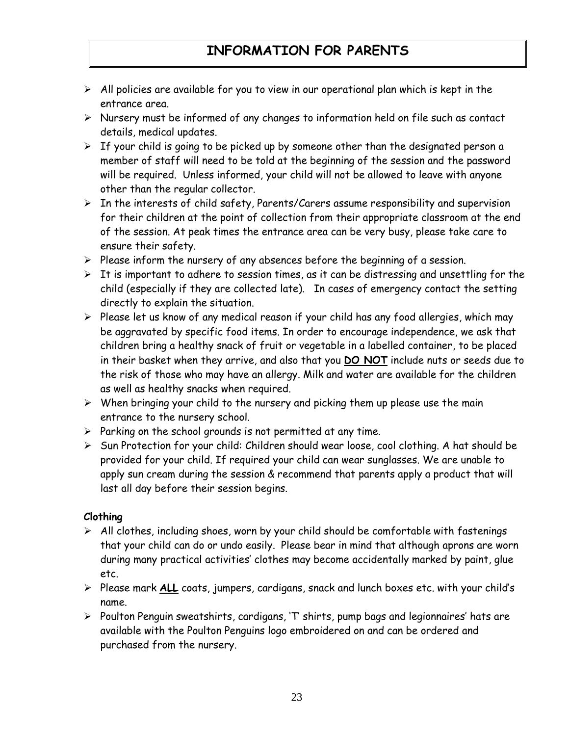# INFORMATION FOR PARENTS

- All policies are available for you to view in our operational plan which is kept in the entrance area.
- Nursery must be informed of any changes to information held on file such as contact details, medical updates.
- If your child is going to be picked up by someone other than the designated person a member of staff will need to be told at the beginning of the session and the password will be required. Unless informed, your child will not be allowed to leave with anyone other than the regular collector.
- In the interests of child safety, Parents/Carers assume responsibility and supervision for their children at the point of collection from their appropriate classroom at the end of the session. At peak times the entrance area can be very busy, please take care to ensure their safety.
- Please inform the nursery of any absences before the beginning of a session.
- It is important to adhere to session times, as it can be distressing and unsettling for the child (especially if they are collected late). In cases of emergency contact the setting directly to explain the situation.
- Please let us know of any medical reason if your child has any food allergies, which may be aggravated by specific food items. In order to encourage independence, we ask that children bring a healthy snack of fruit or vegetable in a labelled container, to be placed in their basket when they arrive, and also that you **<u>DO NOT</u>** include nuts or seeds due to the risk of those who may have an allergy. Milk and water are available for the children as well as healthy snacks when required.
- When bringing your child to the nursery and picking them up please use the main entrance to the nursery school.
- Parking on the school grounds is not permitted at any time.
- Sun Protection for your child: Children should wear loose, cool clothing. A hat should be provided for your child. If required your child can wear sunglasses. We are unable to apply sun cream during the session & recommend that parents apply a product that will last all day before their session begins.

**Clothing**

- All clothes, including shoes, worn by your child should be comfortable with fastenings that your child can do or undo easily. Please bear in mind that although aprons are worn during many practical activities' clothes may become accidentally marked by paint, glue etc.
- Please mark **<u>ALL</u>** coats, jumpers, cardigans, snack and lunch boxes etc. with your child's name.
- Poulton Penguin sweatshirts, cardigans, 'T' shirts, pump bags and legionnaires' hats are available with the Poulton Penguins logo embroidered on and can be ordered and purchased from the nursery.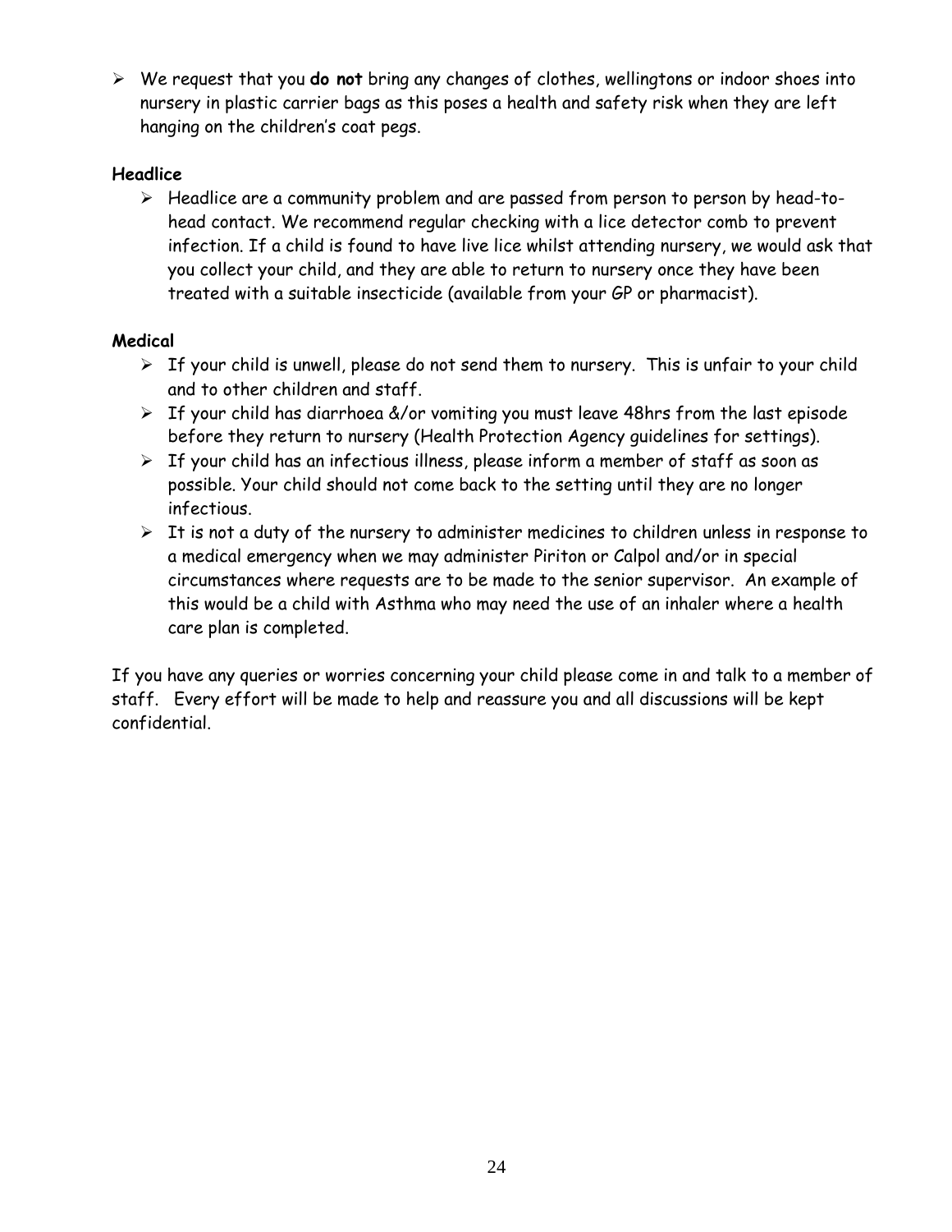- We request that you **do not** bring any changes of clothes, wellingtons or indoor shoes into nursery in plastic carrier bags as this poses a health and safety risk when they are left hanging on the children's coat pegs.

**Headlice**

- Headlice are a community problem and are passed from person to person by head-to-head contact. We recommend regular checking with a lice detector comb to prevent infection. If a child is found to have live lice whilst attending nursery, we would ask that you collect your child, and they are able to return to nursery once they have been treated with a suitable insecticide (available from your GP or pharmacist).

**Medical**

- If your child is unwell, please do not send them to nursery. This is unfair to your child and to other children and staff.
- If your child has diarrhoea &/or vomiting you must leave 48hrs from the last episode before they return to nursery (Health Protection Agency guidelines for settings).
- If your child has an infectious illness, please inform a member of staff as soon as possible. Your child should not come back to the setting until they are no longer infectious.
- It is not a duty of the nursery to administer medicines to children unless in response to a medical emergency when we may administer Piriton or Calpol and/or in special circumstances where requests are to be made to the senior supervisor. An example of this would be a child with Asthma who may need the use of an inhaler where a health care plan is completed.

If you have any queries or worries concerning your child please come in and talk to a member of staff. Every effort will be made to help and reassure you and all discussions will be kept confidential.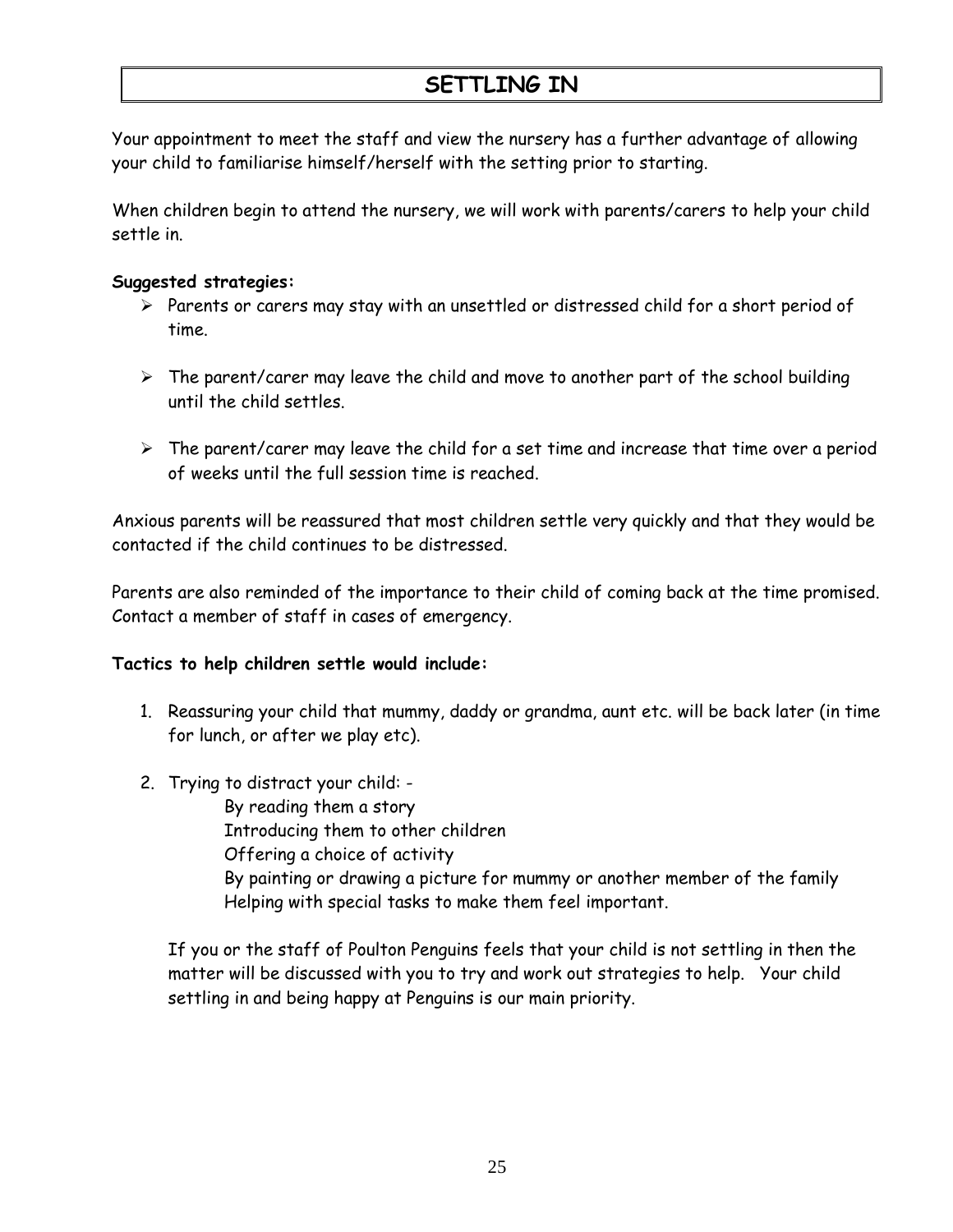# SETTLING IN

Your appointment to meet the staff and view the nursery has a further advantage of allowing your child to familiarise himself/herself with the setting prior to starting.

When children begin to attend the nursery, we will work with parents/carers to help your child settle in.

**Suggested strategies:**

- Parents or carers may stay with an unsettled or distressed child for a short period of time.
- The parent/carer may leave the child and move to another part of the school building until the child settles.
- The parent/carer may leave the child for a set time and increase that time over a period of weeks until the full session time is reached.

Anxious parents will be reassured that most children settle very quickly and that they would be contacted if the child continues to be distressed.

Parents are also reminded of the importance to their child of coming back at the time promised. Contact a member of staff in cases of emergency.

**Tactics to help children settle would include:**

1. Reassuring your child that mummy, daddy or grandma, aunt etc. will be back later (in time for lunch, or after we play etc).
2. Trying to distract your child: -
   - By reading them a story
   - Introducing them to other children
   - Offering a choice of activity
   - By painting or drawing a picture for mummy or another member of the family
   - Helping with special tasks to make them feel important.

If you or the staff of Poulton Penguins feels that your child is not settling in then the matter will be discussed with you to try and work out strategies to help. Your child settling in and being happy at Penguins is our main priority.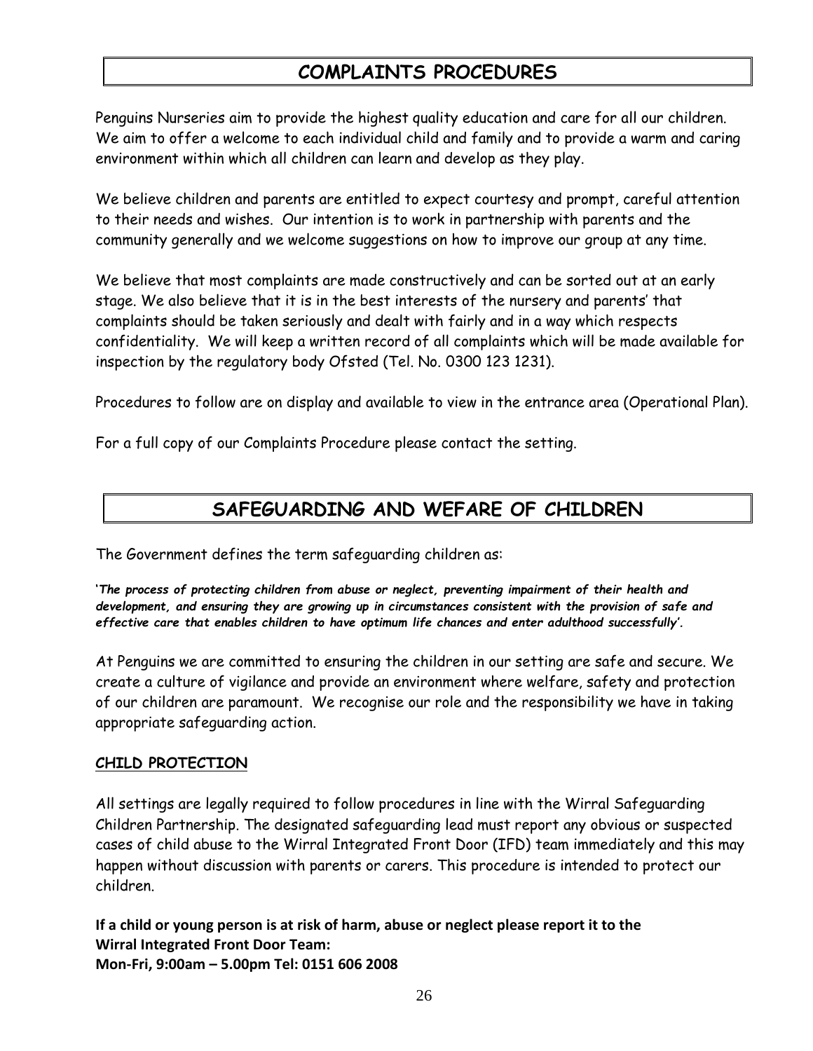# COMPLAINTS PROCEDURES

Penguins Nurseries aim to provide the highest quality education and care for all our children. We aim to offer a welcome to each individual child and family and to provide a warm and caring environment within which all children can learn and develop as they play.

We believe children and parents are entitled to expect courtesy and prompt, careful attention to their needs and wishes. Our intention is to work in partnership with parents and the community generally and we welcome suggestions on how to improve our group at any time.

We believe that most complaints are made constructively and can be sorted out at an early stage. We also believe that it is in the best interests of the nursery and parents' that complaints should be taken seriously and dealt with fairly and in a way which respects confidentiality. We will keep a written record of all complaints which will be made available for inspection by the regulatory body Ofsted (Tel. No. 0300 123 1231).

Procedures to follow are on display and available to view in the entrance area (Operational Plan).

For a full copy of our Complaints Procedure please contact the setting.

# SAFEGUARDING AND WEFARE OF CHILDREN

The Government defines the term safeguarding children as:

'***The process of protecting children from abuse or neglect, preventing impairment of their health and development, and ensuring they are growing up in circumstances consistent with the provision of safe and effective care that enables children to have optimum life chances and enter adulthood successfully***'.

At Penguins we are committed to ensuring the children in our setting are safe and secure. We create a culture of vigilance and provide an environment where welfare, safety and protection of our children are paramount. We recognise our role and the responsibility we have in taking appropriate safeguarding action.

## CHILD PROTECTION

All settings are legally required to follow procedures in line with the Wirral Safeguarding Children Partnership. The designated safeguarding lead must report any obvious or suspected cases of child abuse to the Wirral Integrated Front Door (IFD) team immediately and this may happen without discussion with parents or carers. This procedure is intended to protect our children.

**If a child or young person is at risk of harm, abuse or neglect please report it to the Wirral Integrated Front Door Team:**
**Mon-Fri, 9:00am – 5.00pm Tel: 0151 606 2008**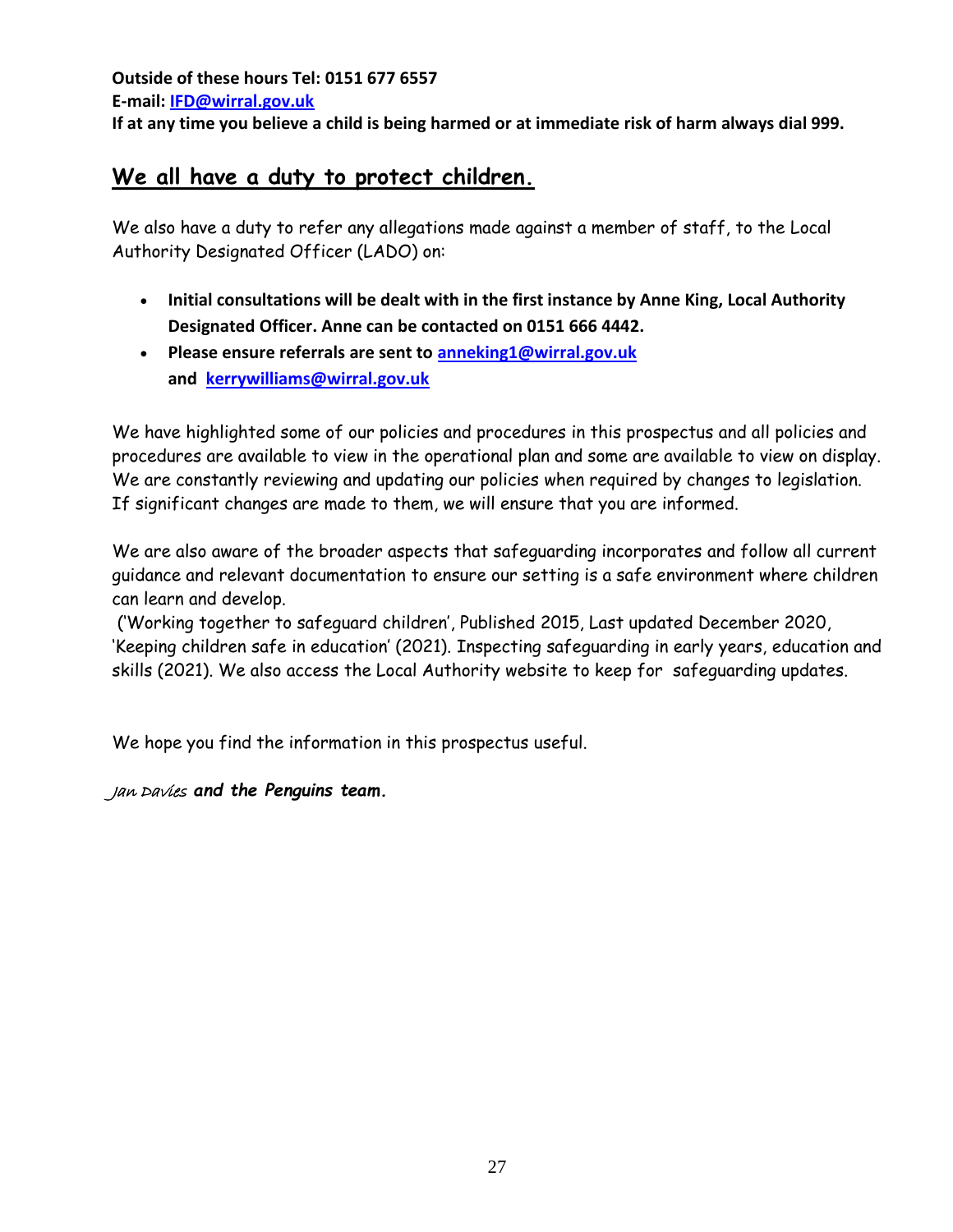**Outside of these hours Tel: 0151 677 6557**
**E-mail: IFD@wirral.gov.uk**
**If at any time you believe a child is being harmed or at immediate risk of harm always dial 999.**

## We all have a duty to protect children.

We also have a duty to refer any allegations made against a member of staff, to the Local Authority Designated Officer (LADO) on:

- **Initial consultations will be dealt with in the first instance by Anne King, Local Authority Designated Officer. Anne can be contacted on 0151 666 4442.**
- **Please ensure referrals are sent to anneking1@wirral.gov.uk and kerrywilliams@wirral.gov.uk**

We have highlighted some of our policies and procedures in this prospectus and all policies and procedures are available to view in the operational plan and some are available to view on display. We are constantly reviewing and updating our policies when required by changes to legislation. If significant changes are made to them, we will ensure that you are informed.

We are also aware of the broader aspects that safeguarding incorporates and follow all current guidance and relevant documentation to ensure our setting is a safe environment where children can learn and develop.
('Working together to safeguard children', Published 2015, Last updated December 2020, 'Keeping children safe in education' (2021). Inspecting safeguarding in early years, education and skills (2021). We also access the Local Authority website to keep for safeguarding updates.

We hope you find the information in this prospectus useful.

*Jan Davies* ***and the Penguins team.***